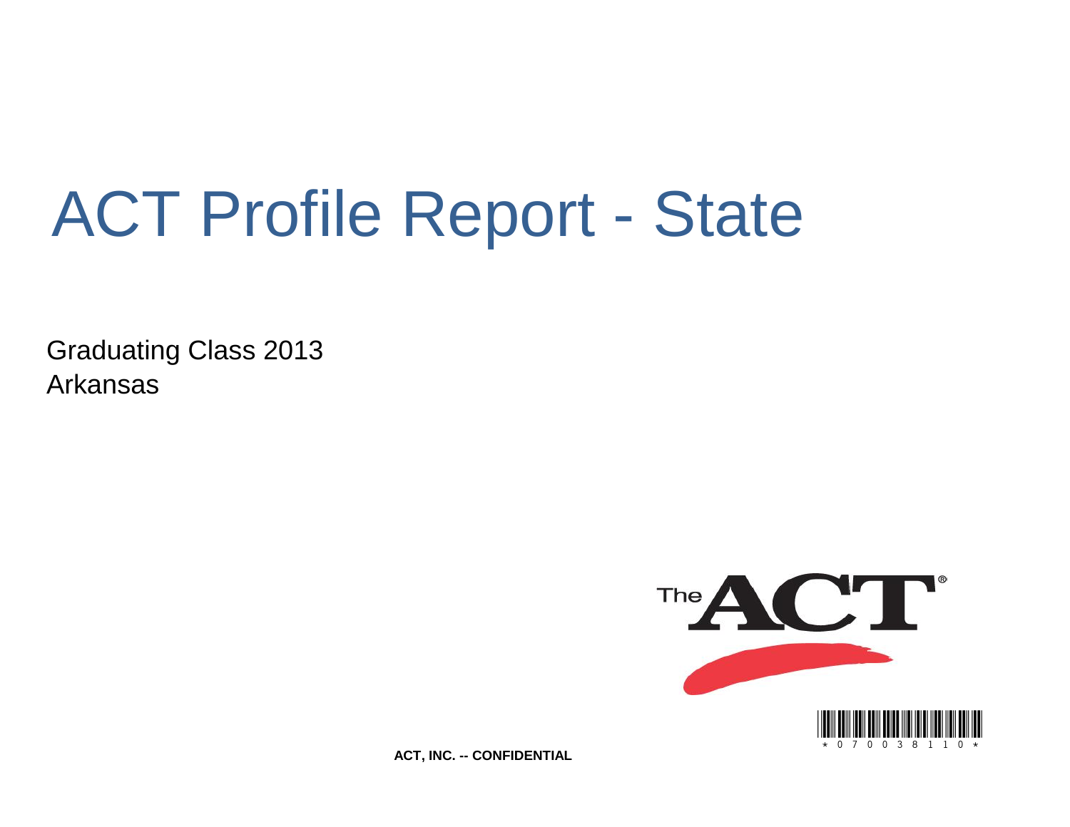# ACT Profile Report - State

Graduating Class 2013
Arkansas

ACT, INC. -- CONFIDENTIAL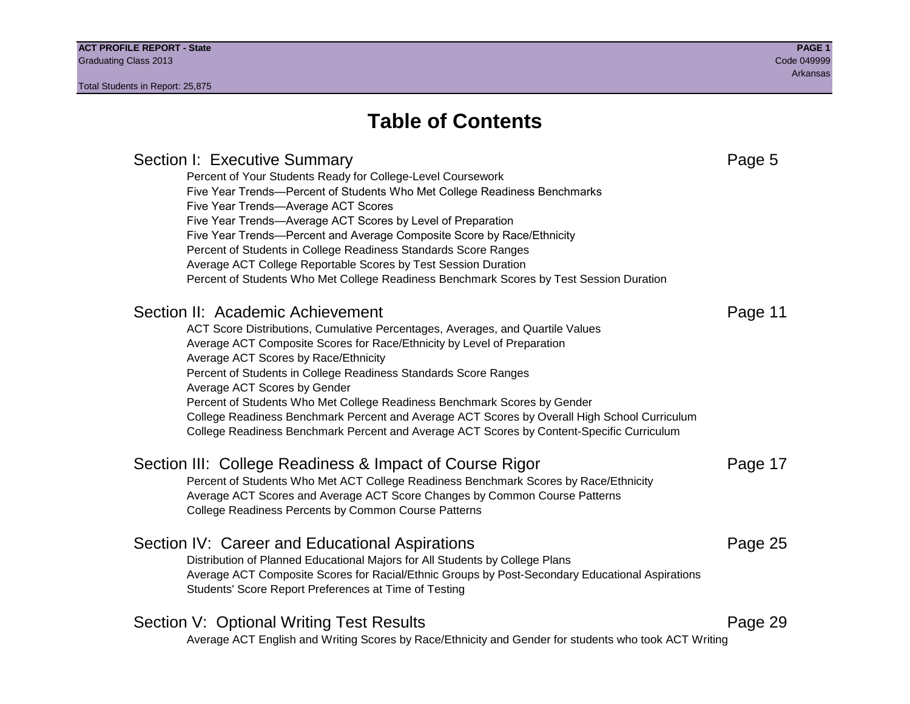# Table of Contents

## Section I: Executive Summary — Page 5

- Percent of Your Students Ready for College-Level Coursework
- Five Year Trends—Percent of Students Who Met College Readiness Benchmarks
- Five Year Trends—Average ACT Scores
- Five Year Trends—Average ACT Scores by Level of Preparation
- Five Year Trends—Percent and Average Composite Score by Race/Ethnicity
- Percent of Students in College Readiness Standards Score Ranges
- Average ACT College Reportable Scores by Test Session Duration
- Percent of Students Who Met College Readiness Benchmark Scores by Test Session Duration

## Section II: Academic Achievement — Page 11

- ACT Score Distributions, Cumulative Percentages, Averages, and Quartile Values
- Average ACT Composite Scores for Race/Ethnicity by Level of Preparation
- Average ACT Scores by Race/Ethnicity
- Percent of Students in College Readiness Standards Score Ranges
- Average ACT Scores by Gender
- Percent of Students Who Met College Readiness Benchmark Scores by Gender
- College Readiness Benchmark Percent and Average ACT Scores by Overall High School Curriculum
- College Readiness Benchmark Percent and Average ACT Scores by Content-Specific Curriculum

## Section III: College Readiness & Impact of Course Rigor — Page 17

- Percent of Students Who Met ACT College Readiness Benchmark Scores by Race/Ethnicity
- Average ACT Scores and Average ACT Score Changes by Common Course Patterns
- College Readiness Percents by Common Course Patterns

## Section IV: Career and Educational Aspirations — Page 25

- Distribution of Planned Educational Majors for All Students by College Plans
- Average ACT Composite Scores for Racial/Ethnic Groups by Post-Secondary Educational Aspirations
- Students' Score Report Preferences at Time of Testing

## Section V: Optional Writing Test Results — Page 29

- Average ACT English and Writing Scores by Race/Ethnicity and Gender for students who took ACT Writing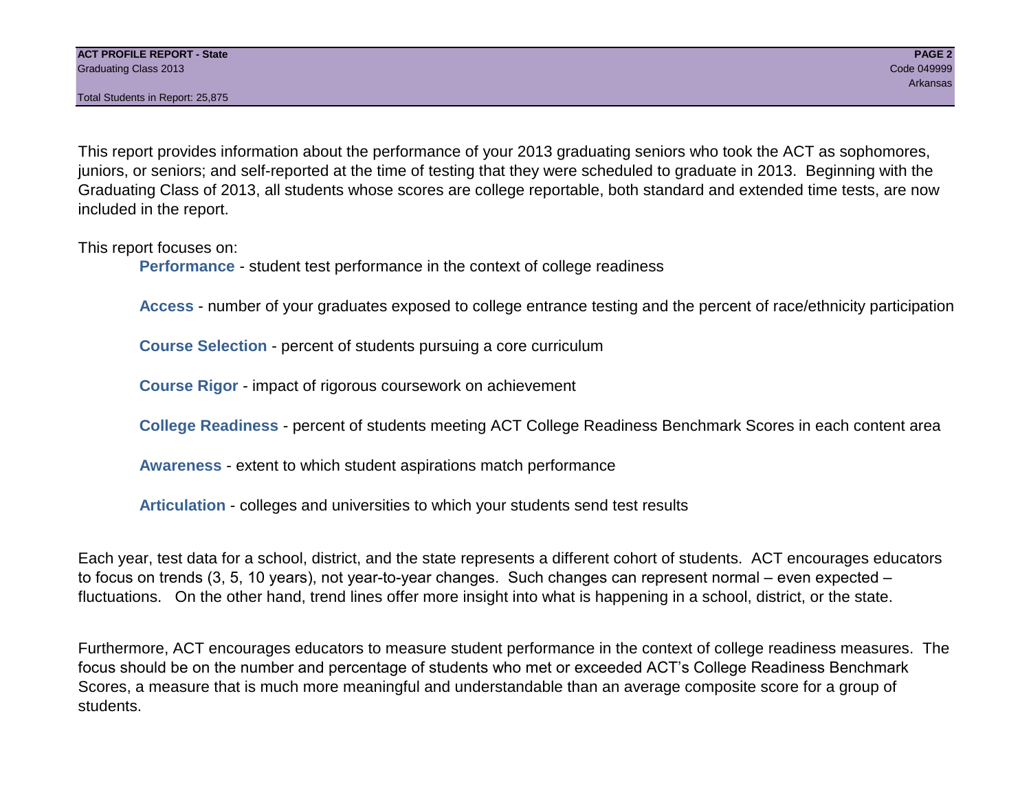This report provides information about the performance of your 2013 graduating seniors who took the ACT as sophomores, juniors, or seniors; and self-reported at the time of testing that they were scheduled to graduate in 2013. Beginning with the Graduating Class of 2013, all students whose scores are college reportable, both standard and extended time tests, are now included in the report.

This report focuses on:

- **Performance** - student test performance in the context of college readiness
- **Access** - number of your graduates exposed to college entrance testing and the percent of race/ethnicity participation
- **Course Selection** - percent of students pursuing a core curriculum
- **Course Rigor** - impact of rigorous coursework on achievement
- **College Readiness** - percent of students meeting ACT College Readiness Benchmark Scores in each content area
- **Awareness** - extent to which student aspirations match performance
- **Articulation** - colleges and universities to which your students send test results

Each year, test data for a school, district, and the state represents a different cohort of students. ACT encourages educators to focus on trends (3, 5, 10 years), not year-to-year changes. Such changes can represent normal – even expected – fluctuations. On the other hand, trend lines offer more insight into what is happening in a school, district, or the state.

Furthermore, ACT encourages educators to measure student performance in the context of college readiness measures. The focus should be on the number and percentage of students who met or exceeded ACT's College Readiness Benchmark Scores, a measure that is much more meaningful and understandable than an average composite score for a group of students.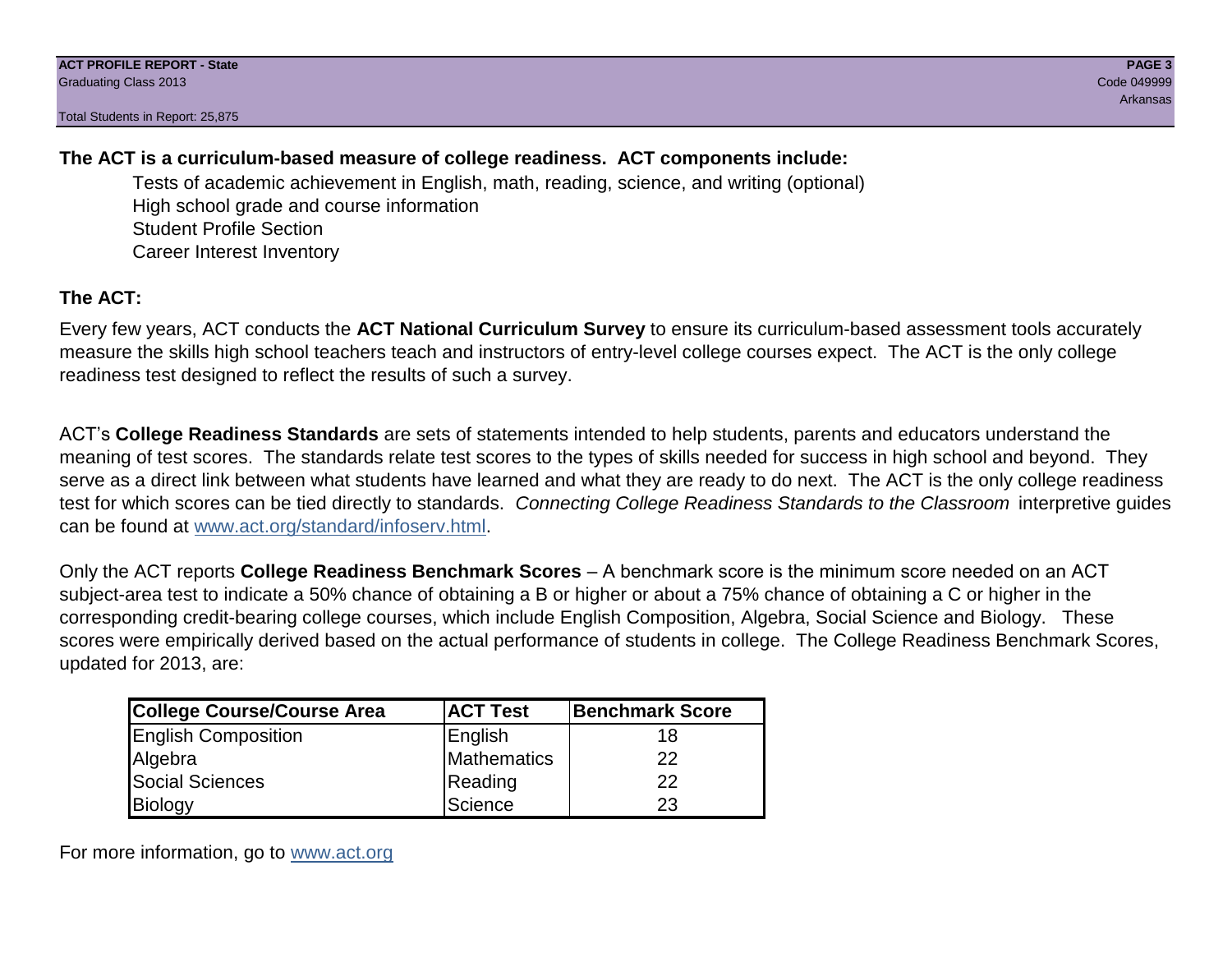**The ACT is a curriculum-based measure of college readiness. ACT components include:**

- Tests of academic achievement in English, math, reading, science, and writing (optional)
- High school grade and course information
- Student Profile Section
- Career Interest Inventory

## The ACT:

Every few years, ACT conducts the **ACT National Curriculum Survey** to ensure its curriculum-based assessment tools accurately measure the skills high school teachers teach and instructors of entry-level college courses expect. The ACT is the only college readiness test designed to reflect the results of such a survey.

ACT's **College Readiness Standards** are sets of statements intended to help students, parents and educators understand the meaning of test scores. The standards relate test scores to the types of skills needed for success in high school and beyond. They serve as a direct link between what students have learned and what they are ready to do next. The ACT is the only college readiness test for which scores can be tied directly to standards. *Connecting College Readiness Standards to the Classroom* interpretive guides can be found at www.act.org/standard/infoserv.html.

Only the ACT reports **College Readiness Benchmark Scores** – A benchmark score is the minimum score needed on an ACT subject-area test to indicate a 50% chance of obtaining a B or higher or about a 75% chance of obtaining a C or higher in the corresponding credit-bearing college courses, which include English Composition, Algebra, Social Science and Biology. These scores were empirically derived based on the actual performance of students in college. The College Readiness Benchmark Scores, updated for 2013, are:

| College Course/Course Area | ACT Test | Benchmark Score |
|---|---|---|
| English Composition | English | 18 |
| Algebra | Mathematics | 22 |
| Social Sciences | Reading | 22 |
| Biology | Science | 23 |

For more information, go to www.act.org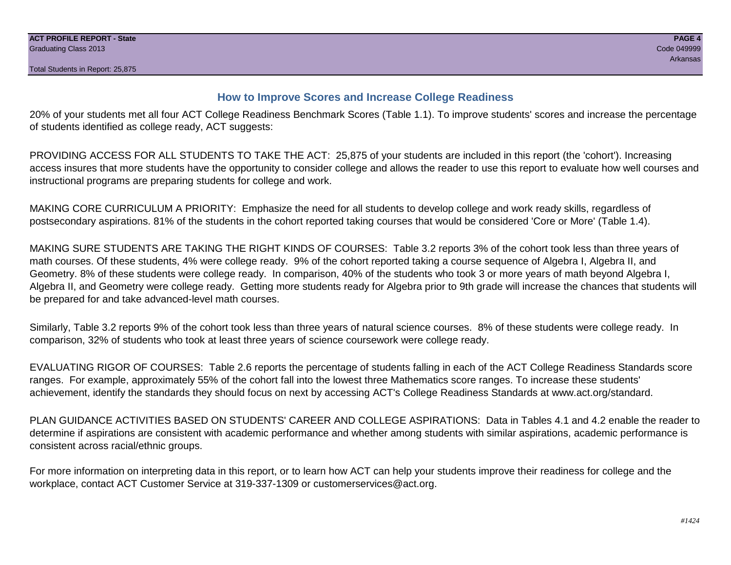## How to Improve Scores and Increase College Readiness

20% of your students met all four ACT College Readiness Benchmark Scores (Table 1.1). To improve students' scores and increase the percentage of students identified as college ready, ACT suggests:

PROVIDING ACCESS FOR ALL STUDENTS TO TAKE THE ACT: 25,875 of your students are included in this report (the 'cohort'). Increasing access insures that more students have the opportunity to consider college and allows the reader to use this report to evaluate how well courses and instructional programs are preparing students for college and work.

MAKING CORE CURRICULUM A PRIORITY: Emphasize the need for all students to develop college and work ready skills, regardless of postsecondary aspirations. 81% of the students in the cohort reported taking courses that would be considered 'Core or More' (Table 1.4).

MAKING SURE STUDENTS ARE TAKING THE RIGHT KINDS OF COURSES: Table 3.2 reports 3% of the cohort took less than three years of math courses. Of these students, 4% were college ready. 9% of the cohort reported taking a course sequence of Algebra I, Algebra II, and Geometry. 8% of these students were college ready. In comparison, 40% of the students who took 3 or more years of math beyond Algebra I, Algebra II, and Geometry were college ready. Getting more students ready for Algebra prior to 9th grade will increase the chances that students will be prepared for and take advanced-level math courses.

Similarly, Table 3.2 reports 9% of the cohort took less than three years of natural science courses. 8% of these students were college ready. In comparison, 32% of students who took at least three years of science coursework were college ready.

EVALUATING RIGOR OF COURSES: Table 2.6 reports the percentage of students falling in each of the ACT College Readiness Standards score ranges. For example, approximately 55% of the cohort fall into the lowest three Mathematics score ranges. To increase these students' achievement, identify the standards they should focus on next by accessing ACT's College Readiness Standards at www.act.org/standard.

PLAN GUIDANCE ACTIVITIES BASED ON STUDENTS' CAREER AND COLLEGE ASPIRATIONS: Data in Tables 4.1 and 4.2 enable the reader to determine if aspirations are consistent with academic performance and whether among students with similar aspirations, academic performance is consistent across racial/ethnic groups.

For more information on interpreting data in this report, or to learn how ACT can help your students improve their readiness for college and the workplace, contact ACT Customer Service at 319-337-1309 or customerservices@act.org.

*#1424*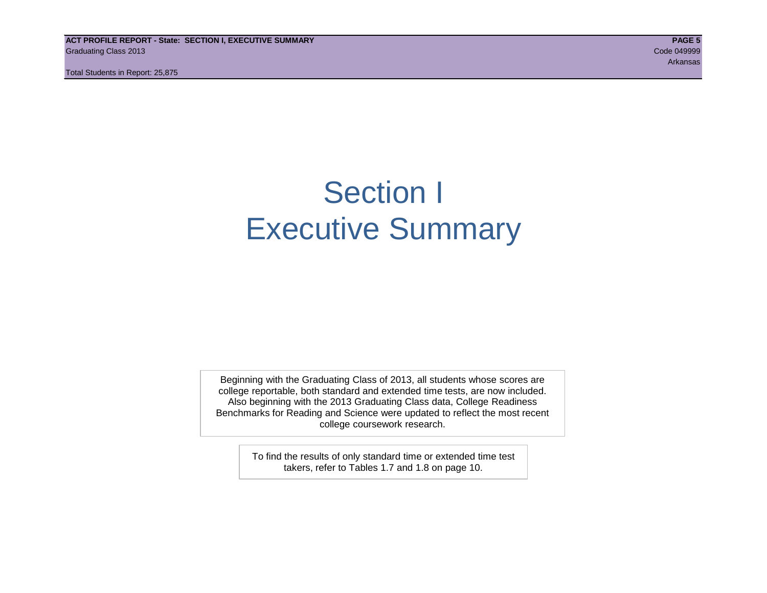# Section I
# Executive Summary

Beginning with the Graduating Class of 2013, all students whose scores are college reportable, both standard and extended time tests, are now included. Also beginning with the 2013 Graduating Class data, College Readiness Benchmarks for Reading and Science were updated to reflect the most recent college coursework research.

To find the results of only standard time or extended time test takers, refer to Tables 1.7 and 1.8 on page 10.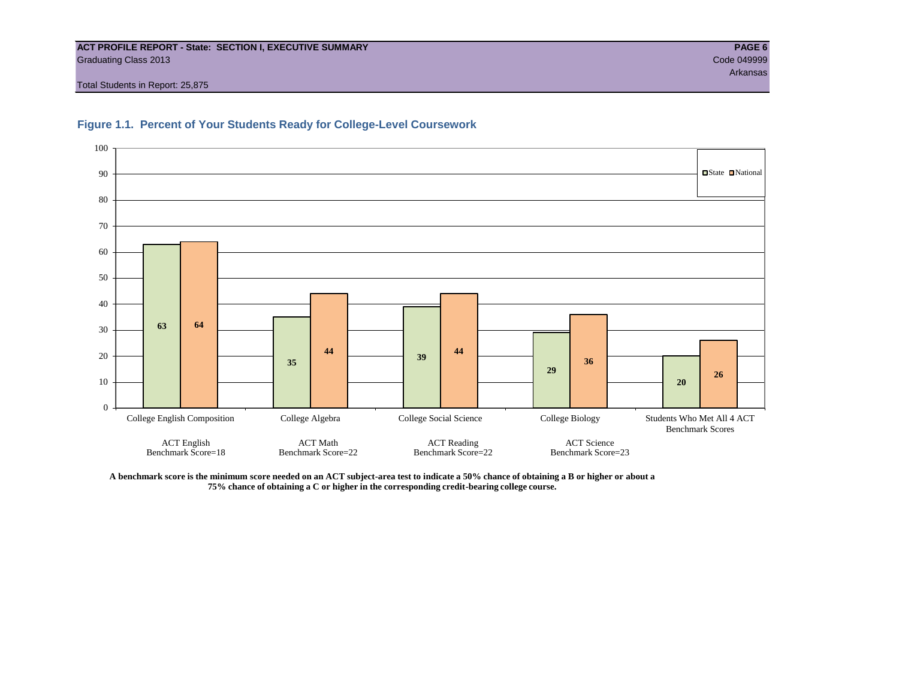**ACT PROFILE REPORT - State: SECTION I, EXECUTIVE SUMMARY**
Graduating Class 2013
Code 049999
Arkansas
Total Students in Report: 25,875

## Figure 1.1. Percent of Your Students Ready for College-Level Coursework

| | State | National |
|---|---|---|
| College English Composition (ACT English Benchmark Score=18) | 63 | 64 |
| College Algebra (ACT Math Benchmark Score=22) | 35 | 44 |
| College Social Science (ACT Reading Benchmark Score=22) | 39 | 44 |
| College Biology (ACT Science Benchmark Score=23) | 29 | 36 |
| Students Who Met All 4 ACT Benchmark Scores | 20 | 26 |

**A benchmark score is the minimum score needed on an ACT subject-area test to indicate a 50% chance of obtaining a B or higher or about a 75% chance of obtaining a C or higher in the corresponding credit-bearing college course.**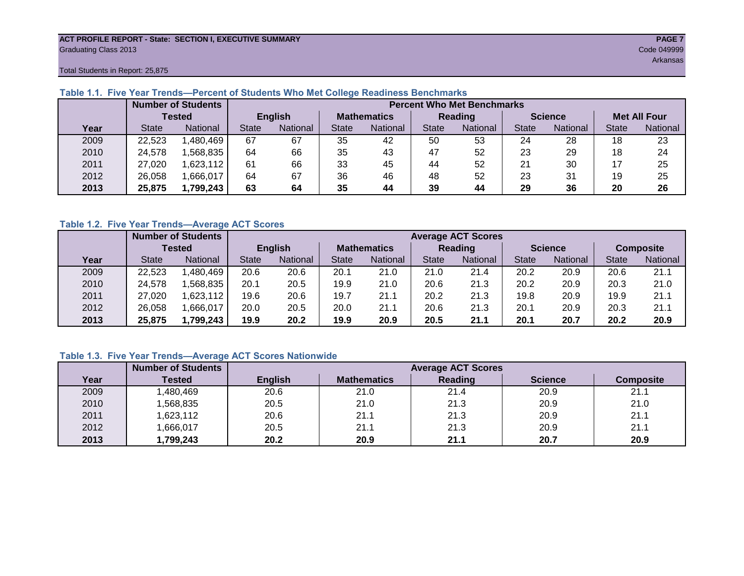**ACT PROFILE REPORT - State: SECTION I, EXECUTIVE SUMMARY**
Graduating Class 2013
Code 049999
Arkansas
Total Students in Report: 25,875

### Table 1.1. Five Year Trends—Percent of Students Who Met College Readiness Benchmarks

| | Number of Students Tested | | Percent Who Met Benchmarks | | | | | | | | | |
|---|---|---|---|---|---|---|---|---|---|---|---|---|
| | | | English | | Mathematics | | Reading | | Science | | Met All Four | |
| Year | State | National | State | National | State | National | State | National | State | National | State | National |
| 2009 | 22,523 | 1,480,469 | 67 | 67 | 35 | 42 | 50 | 53 | 24 | 28 | 18 | 23 |
| 2010 | 24,578 | 1,568,835 | 64 | 66 | 35 | 43 | 47 | 52 | 23 | 29 | 18 | 24 |
| 2011 | 27,020 | 1,623,112 | 61 | 66 | 33 | 45 | 44 | 52 | 21 | 30 | 17 | 25 |
| 2012 | 26,058 | 1,666,017 | 64 | 67 | 36 | 46 | 48 | 52 | 23 | 31 | 19 | 25 |
| **2013** | **25,875** | **1,799,243** | **63** | **64** | **35** | **44** | **39** | **44** | **29** | **36** | **20** | **26** |

### Table 1.2. Five Year Trends—Average ACT Scores

| | Number of Students Tested | | Average ACT Scores | | | | | | | | | |
|---|---|---|---|---|---|---|---|---|---|---|---|---|
| | | | English | | Mathematics | | Reading | | Science | | Composite | |
| Year | State | National | State | National | State | National | State | National | State | National | State | National |
| 2009 | 22,523 | 1,480,469 | 20.6 | 20.6 | 20.1 | 21.0 | 21.0 | 21.4 | 20.2 | 20.9 | 20.6 | 21.1 |
| 2010 | 24,578 | 1,568,835 | 20.1 | 20.5 | 19.9 | 21.0 | 20.6 | 21.3 | 20.2 | 20.9 | 20.3 | 21.0 |
| 2011 | 27,020 | 1,623,112 | 19.6 | 20.6 | 19.7 | 21.1 | 20.2 | 21.3 | 19.8 | 20.9 | 19.9 | 21.1 |
| 2012 | 26,058 | 1,666,017 | 20.0 | 20.5 | 20.0 | 21.1 | 20.6 | 21.3 | 20.1 | 20.9 | 20.3 | 21.1 |
| **2013** | **25,875** | **1,799,243** | **19.9** | **20.2** | **19.9** | **20.9** | **20.5** | **21.1** | **20.1** | **20.7** | **20.2** | **20.9** |

### Table 1.3. Five Year Trends—Average ACT Scores Nationwide

| | Number of Students | Average ACT Scores | | | | |
|---|---|---|---|---|---|---|
| Year | Tested | English | Mathematics | Reading | Science | Composite |
| 2009 | 1,480,469 | 20.6 | 21.0 | 21.4 | 20.9 | 21.1 |
| 2010 | 1,568,835 | 20.5 | 21.0 | 21.3 | 20.9 | 21.0 |
| 2011 | 1,623,112 | 20.6 | 21.1 | 21.3 | 20.9 | 21.1 |
| 2012 | 1,666,017 | 20.5 | 21.1 | 21.3 | 20.9 | 21.1 |
| **2013** | **1,799,243** | **20.2** | **20.9** | **21.1** | **20.7** | **20.9** |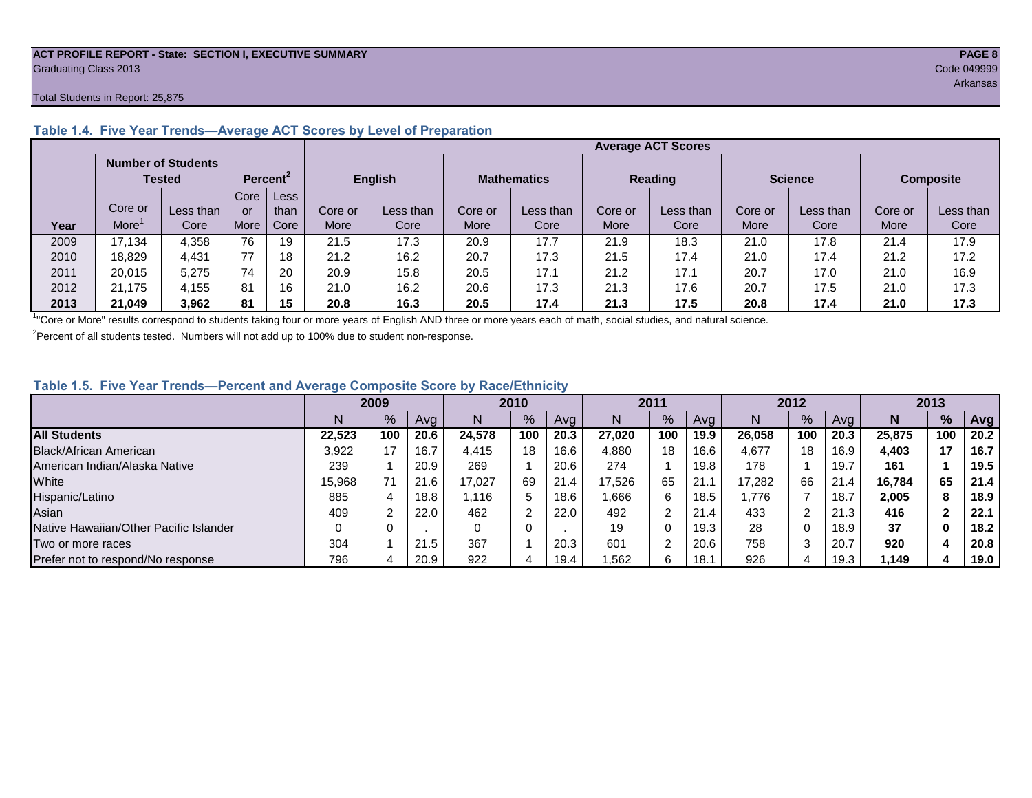**ACT PROFILE REPORT - State: SECTION I, EXECUTIVE SUMMARY**
Graduating Class 2013
Code 049999
Arkansas

Total Students in Report: 25,875

### Table 1.4. Five Year Trends—Average ACT Scores by Level of Preparation

| | Number of Students Tested | | Percent[2] | | Average ACT Scores | | | | | | | | | |
|---|---|---|---|---|---|---|---|---|---|---|---|---|---|---|
| | | | | | English | | Mathematics | | Reading | | Science | | Composite | |
| Year | Core or More[1] | Less than Core | Core or More | Less than Core | Core or More | Less than Core | Core or More | Less than Core | Core or More | Less than Core | Core or More | Less than Core | Core or More | Less than Core |
| 2009 | 17,134 | 4,358 | 76 | 19 | 21.5 | 17.3 | 20.9 | 17.7 | 21.9 | 18.3 | 21.0 | 17.8 | 21.4 | 17.9 |
| 2010 | 18,829 | 4,431 | 77 | 18 | 21.2 | 16.2 | 20.7 | 17.3 | 21.5 | 17.4 | 21.0 | 17.4 | 21.2 | 17.2 |
| 2011 | 20,015 | 5,275 | 74 | 20 | 20.9 | 15.8 | 20.5 | 17.1 | 21.2 | 17.1 | 20.7 | 17.0 | 21.0 | 16.9 |
| 2012 | 21,175 | 4,155 | 81 | 16 | 21.0 | 16.2 | 20.6 | 17.3 | 21.3 | 17.6 | 20.7 | 17.5 | 21.0 | 17.3 |
| **2013** | **21,049** | **3,962** | **81** | **15** | **20.8** | **16.3** | **20.5** | **17.4** | **21.3** | **17.5** | **20.8** | **17.4** | **21.0** | **17.3** |

[1]"Core or More" results correspond to students taking four or more years of English AND three or more years each of math, social studies, and natural science.

[2]Percent of all students tested. Numbers will not add up to 100% due to student non-response.

### Table 1.5. Five Year Trends—Percent and Average Composite Score by Race/Ethnicity

| | 2009 | | | 2010 | | | 2011 | | | 2012 | | | 2013 | | |
|---|---|---|---|---|---|---|---|---|---|---|---|---|---|---|---|
| | N | % | Avg | N | % | Avg | N | % | Avg | N | % | Avg | **N** | **%** | **Avg** |
| **All Students** | **22,523** | **100** | **20.6** | **24,578** | **100** | **20.3** | **27,020** | **100** | **19.9** | **26,058** | **100** | **20.3** | **25,875** | **100** | **20.2** |
| Black/African American | 3,922 | 17 | 16.7 | 4,415 | 18 | 16.6 | 4,880 | 18 | 16.6 | 4,677 | 18 | 16.9 | **4,403** | **17** | **16.7** |
| American Indian/Alaska Native | 239 | 1 | 20.9 | 269 | 1 | 20.6 | 274 | 1 | 19.8 | 178 | 1 | 19.7 | **161** | **1** | **19.5** |
| White | 15,968 | 71 | 21.6 | 17,027 | 69 | 21.4 | 17,526 | 65 | 21.1 | 17,282 | 66 | 21.4 | **16,784** | **65** | **21.4** |
| Hispanic/Latino | 885 | 4 | 18.8 | 1,116 | 5 | 18.6 | 1,666 | 6 | 18.5 | 1,776 | 7 | 18.7 | **2,005** | **8** | **18.9** |
| Asian | 409 | 2 | 22.0 | 462 | 2 | 22.0 | 492 | 2 | 21.4 | 433 | 2 | 21.3 | **416** | **2** | **22.1** |
| Native Hawaiian/Other Pacific Islander | 0 | 0 | . | 0 | 0 | . | 19 | 0 | 19.3 | 28 | 0 | 18.9 | **37** | **0** | **18.2** |
| Two or more races | 304 | 1 | 21.5 | 367 | 1 | 20.3 | 601 | 2 | 20.6 | 758 | 3 | 20.7 | **920** | **4** | **20.8** |
| Prefer not to respond/No response | 796 | 4 | 20.9 | 922 | 4 | 19.4 | 1,562 | 6 | 18.1 | 926 | 4 | 19.3 | **1,149** | **4** | **19.0** |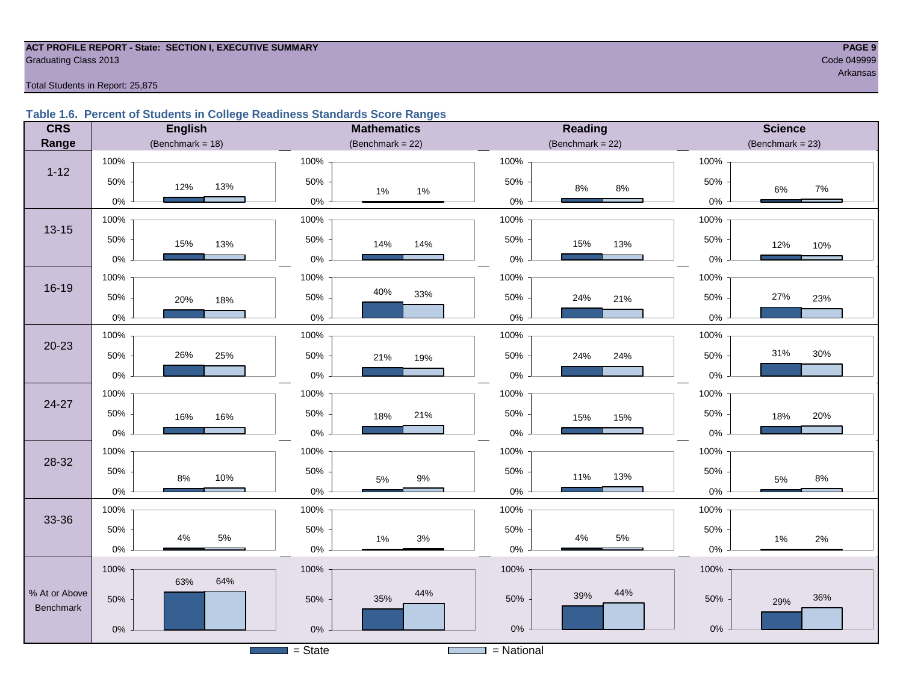**ACT PROFILE REPORT - State: SECTION I, EXECUTIVE SUMMARY**
Graduating Class 2013

Code 049999
Arkansas

Total Students in Report: 25,875

### Table 1.6. Percent of Students in College Readiness Standards Score Ranges

| CRS Range | English (Benchmark = 18) State | English National | Mathematics (Benchmark = 22) State | Mathematics National | Reading (Benchmark = 22) State | Reading National | Science (Benchmark = 23) State | Science National |
|---|---|---|---|---|---|---|---|---|
| 1-12 | 12% | 13% | 1% | 1% | 8% | 8% | 6% | 7% |
| 13-15 | 15% | 13% | 14% | 14% | 15% | 13% | 12% | 10% |
| 16-19 | 20% | 18% | 40% | 33% | 24% | 21% | 27% | 23% |
| 20-23 | 26% | 25% | 21% | 19% | 24% | 24% | 31% | 30% |
| 24-27 | 16% | 16% | 18% | 21% | 15% | 15% | 18% | 20% |
| 28-32 | 8% | 10% | 5% | 9% | 11% | 13% | 5% | 8% |
| 33-36 | 4% | 5% | 1% | 3% | 4% | 5% | 1% | 2% |
| % At or Above Benchmark | 63% | 64% | 35% | 44% | 39% | 44% | 29% | 36% |

■ = State  □ = National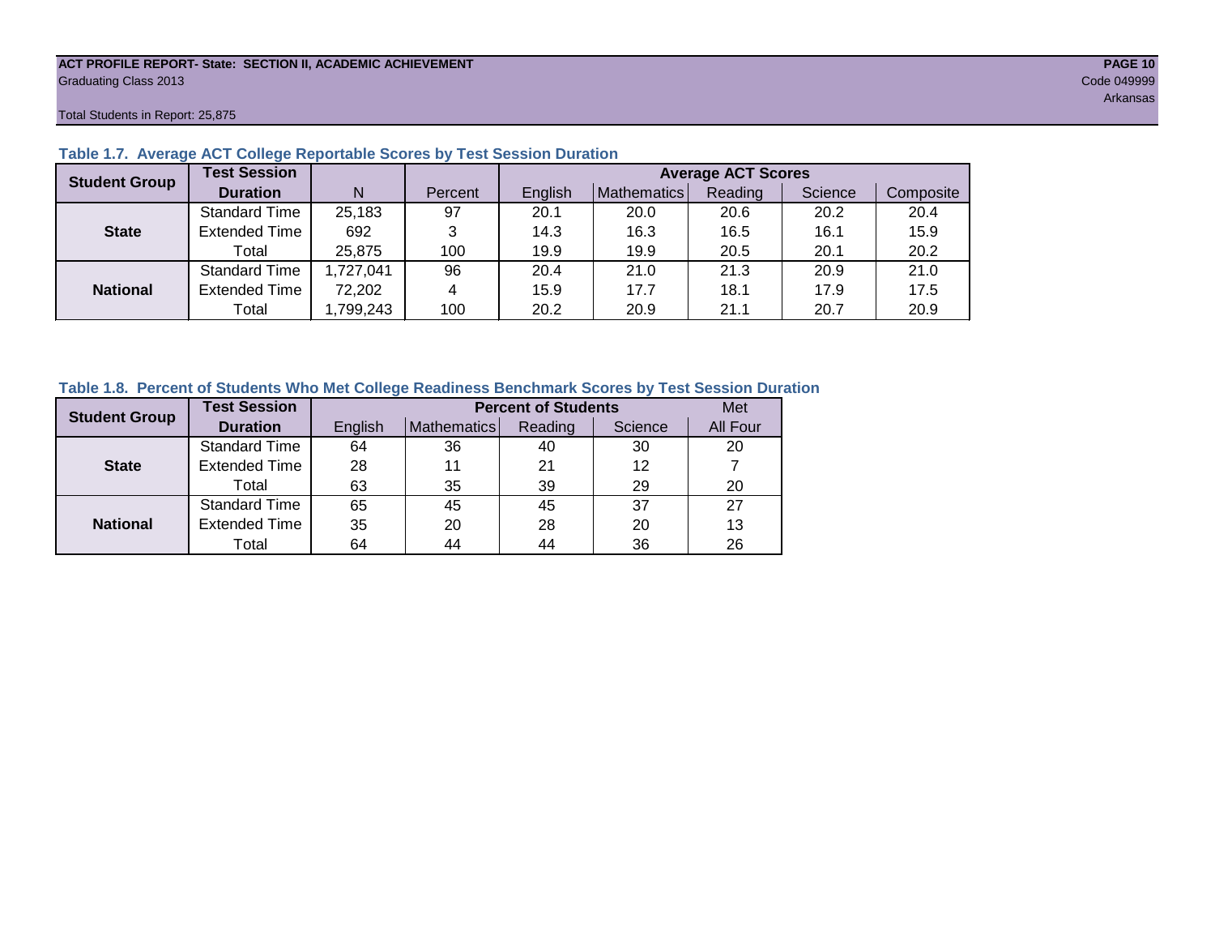ACT PROFILE REPORT- State: SECTION II, ACADEMIC ACHIEVEMENT

Graduating Class 2013

Code 049999

Arkansas

Total Students in Report: 25,875

### Table 1.7. Average ACT College Reportable Scores by Test Session Duration

| Student Group | Test Session Duration | N | Percent | Average ACT Scores | | | | |
|---|---|---|---|---|---|---|---|---|
| | | | | English | Mathematics | Reading | Science | Composite |
| State | Standard Time | 25,183 | 97 | 20.1 | 20.0 | 20.6 | 20.2 | 20.4 |
| | Extended Time | 692 | 3 | 14.3 | 16.3 | 16.5 | 16.1 | 15.9 |
| | Total | 25,875 | 100 | 19.9 | 19.9 | 20.5 | 20.1 | 20.2 |
| National | Standard Time | 1,727,041 | 96 | 20.4 | 21.0 | 21.3 | 20.9 | 21.0 |
| | Extended Time | 72,202 | 4 | 15.9 | 17.7 | 18.1 | 17.9 | 17.5 |
| | Total | 1,799,243 | 100 | 20.2 | 20.9 | 21.1 | 20.7 | 20.9 |

### Table 1.8. Percent of Students Who Met College Readiness Benchmark Scores by Test Session Duration

| Student Group | Test Session Duration | Percent of Students | | | | Met |
|---|---|---|---|---|---|---|
| | | English | Mathematics | Reading | Science | All Four |
| State | Standard Time | 64 | 36 | 40 | 30 | 20 |
| | Extended Time | 28 | 11 | 21 | 12 | 7 |
| | Total | 63 | 35 | 39 | 29 | 20 |
| National | Standard Time | 65 | 45 | 45 | 37 | 27 |
| | Extended Time | 35 | 20 | 28 | 20 | 13 |
| | Total | 64 | 44 | 44 | 36 | 26 |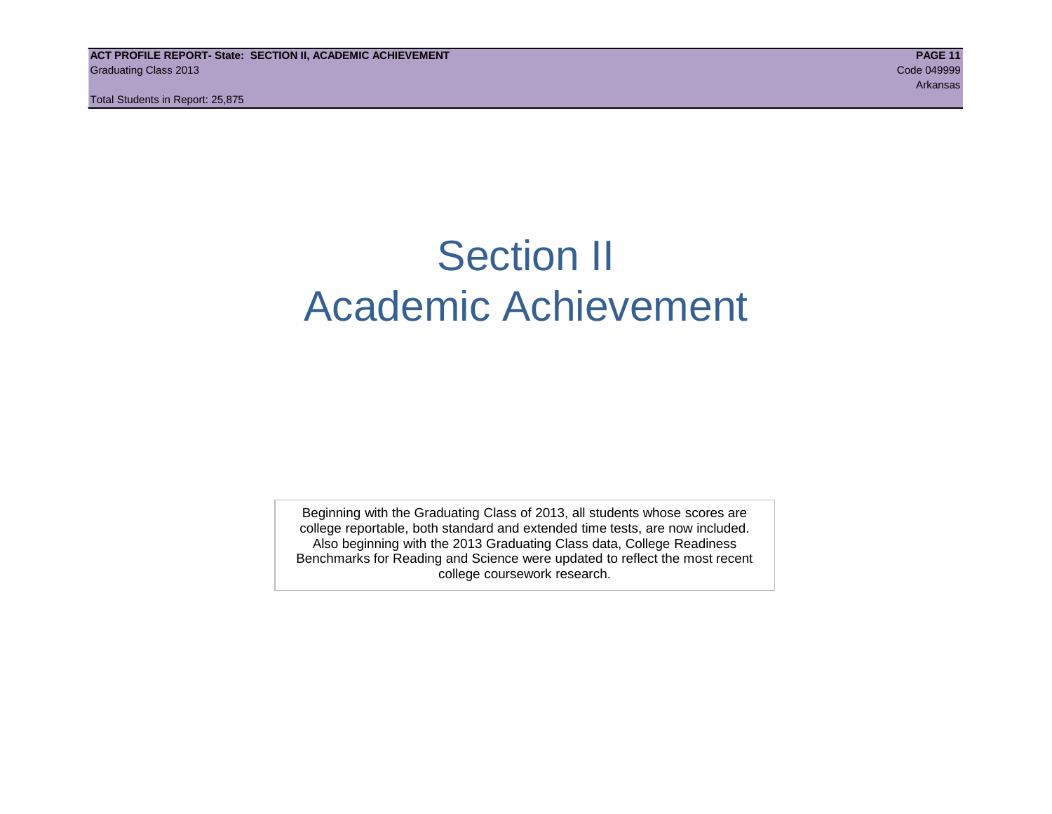# Section II
# Academic Achievement

Beginning with the Graduating Class of 2013, all students whose scores are college reportable, both standard and extended time tests, are now included. Also beginning with the 2013 Graduating Class data, College Readiness Benchmarks for Reading and Science were updated to reflect the most recent college coursework research.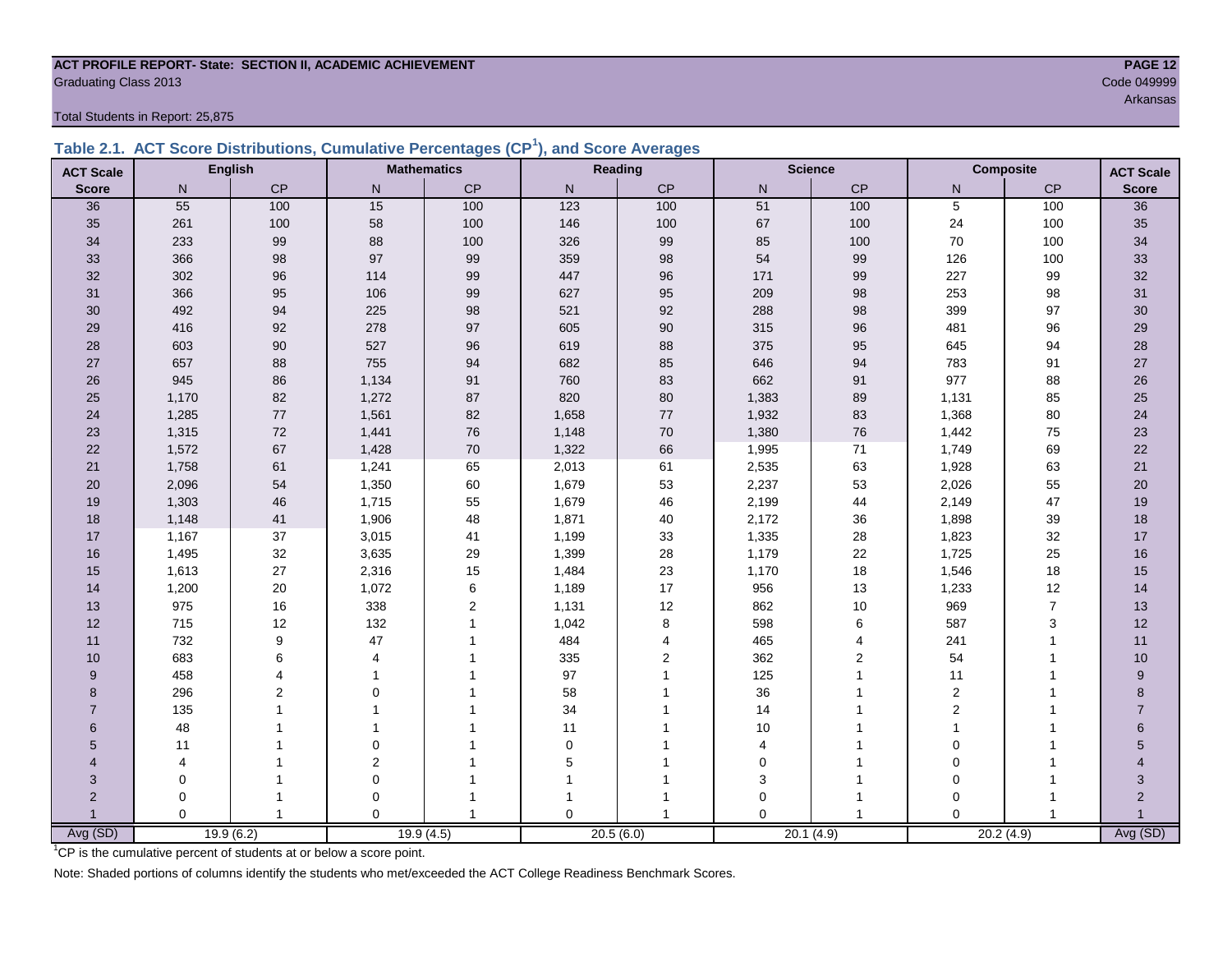**ACT PROFILE REPORT- State: SECTION II, ACADEMIC ACHIEVEMENT**

Graduating Class 2013

Code 049999

Arkansas

Total Students in Report: 25,875

## Table 2.1. ACT Score Distributions, Cumulative Percentages (CP[1]), and Score Averages

| ACT Scale | English | | Mathematics | | Reading | | Science | | Composite | | ACT Scale |
|---|---|---|---|---|---|---|---|---|---|---|---|
| Score | N | CP | N | CP | N | CP | N | CP | N | CP | Score |
| 36 | 55 | 100 | 15 | 100 | 123 | 100 | 51 | 100 | 5 | 100 | 36 |
| 35 | 261 | 100 | 58 | 100 | 146 | 100 | 67 | 100 | 24 | 100 | 35 |
| 34 | 233 | 99 | 88 | 100 | 326 | 99 | 85 | 100 | 70 | 100 | 34 |
| 33 | 366 | 98 | 97 | 99 | 359 | 98 | 54 | 99 | 126 | 100 | 33 |
| 32 | 302 | 96 | 114 | 99 | 447 | 96 | 171 | 99 | 227 | 99 | 32 |
| 31 | 366 | 95 | 106 | 99 | 627 | 95 | 209 | 98 | 253 | 98 | 31 |
| 30 | 492 | 94 | 225 | 98 | 521 | 92 | 288 | 98 | 399 | 97 | 30 |
| 29 | 416 | 92 | 278 | 97 | 605 | 90 | 315 | 96 | 481 | 96 | 29 |
| 28 | 603 | 90 | 527 | 96 | 619 | 88 | 375 | 95 | 645 | 94 | 28 |
| 27 | 657 | 88 | 755 | 94 | 682 | 85 | 646 | 94 | 783 | 91 | 27 |
| 26 | 945 | 86 | 1,134 | 91 | 760 | 83 | 662 | 91 | 977 | 88 | 26 |
| 25 | 1,170 | 82 | 1,272 | 87 | 820 | 80 | 1,383 | 89 | 1,131 | 85 | 25 |
| 24 | 1,285 | 77 | 1,561 | 82 | 1,658 | 77 | 1,932 | 83 | 1,368 | 80 | 24 |
| 23 | 1,315 | 72 | 1,441 | 76 | 1,148 | 70 | 1,380 | 76 | 1,442 | 75 | 23 |
| 22 | 1,572 | 67 | 1,428 | 70 | 1,322 | 66 | 1,995 | 71 | 1,749 | 69 | 22 |
| 21 | 1,758 | 61 | 1,241 | 65 | 2,013 | 61 | 2,535 | 63 | 1,928 | 63 | 21 |
| 20 | 2,096 | 54 | 1,350 | 60 | 1,679 | 53 | 2,237 | 53 | 2,026 | 55 | 20 |
| 19 | 1,303 | 46 | 1,715 | 55 | 1,679 | 46 | 2,199 | 44 | 2,149 | 47 | 19 |
| 18 | 1,148 | 41 | 1,906 | 48 | 1,871 | 40 | 2,172 | 36 | 1,898 | 39 | 18 |
| 17 | 1,167 | 37 | 3,015 | 41 | 1,199 | 33 | 1,335 | 28 | 1,823 | 32 | 17 |
| 16 | 1,495 | 32 | 3,635 | 29 | 1,399 | 28 | 1,179 | 22 | 1,725 | 25 | 16 |
| 15 | 1,613 | 27 | 2,316 | 15 | 1,484 | 23 | 1,170 | 18 | 1,546 | 18 | 15 |
| 14 | 1,200 | 20 | 1,072 | 6 | 1,189 | 17 | 956 | 13 | 1,233 | 12 | 14 |
| 13 | 975 | 16 | 338 | 2 | 1,131 | 12 | 862 | 10 | 969 | 7 | 13 |
| 12 | 715 | 12 | 132 | 1 | 1,042 | 8 | 598 | 6 | 587 | 3 | 12 |
| 11 | 732 | 9 | 47 | 1 | 484 | 4 | 465 | 4 | 241 | 1 | 11 |
| 10 | 683 | 6 | 4 | 1 | 335 | 2 | 362 | 2 | 54 | 1 | 10 |
| 9 | 458 | 4 | 1 | 1 | 97 | 1 | 125 | 1 | 11 | 1 | 9 |
| 8 | 296 | 2 | 0 | 1 | 58 | 1 | 36 | 1 | 2 | 1 | 8 |
| 7 | 135 | 1 | 1 | 1 | 34 | 1 | 14 | 1 | 2 | 1 | 7 |
| 6 | 48 | 1 | 1 | 1 | 11 | 1 | 10 | 1 | 1 | 1 | 6 |
| 5 | 11 | 1 | 0 | 1 | 0 | 1 | 4 | 1 | 0 | 1 | 5 |
| 4 | 4 | 1 | 2 | 1 | 5 | 1 | 0 | 1 | 0 | 1 | 4 |
| 3 | 0 | 1 | 0 | 1 | 1 | 1 | 3 | 1 | 0 | 1 | 3 |
| 2 | 0 | 1 | 0 | 1 | 1 | 1 | 0 | 1 | 0 | 1 | 2 |
| 1 | 0 | 1 | 0 | 1 | 0 | 1 | 0 | 1 | 0 | 1 | 1 |
| Avg (SD) | 19.9 (6.2) | | 19.9 (4.5) | | 20.5 (6.0) | | 20.1 (4.9) | | 20.2 (4.9) | | Avg (SD) |

[1]CP is the cumulative percent of students at or below a score point.

Note: Shaded portions of columns identify the students who met/exceeded the ACT College Readiness Benchmark Scores.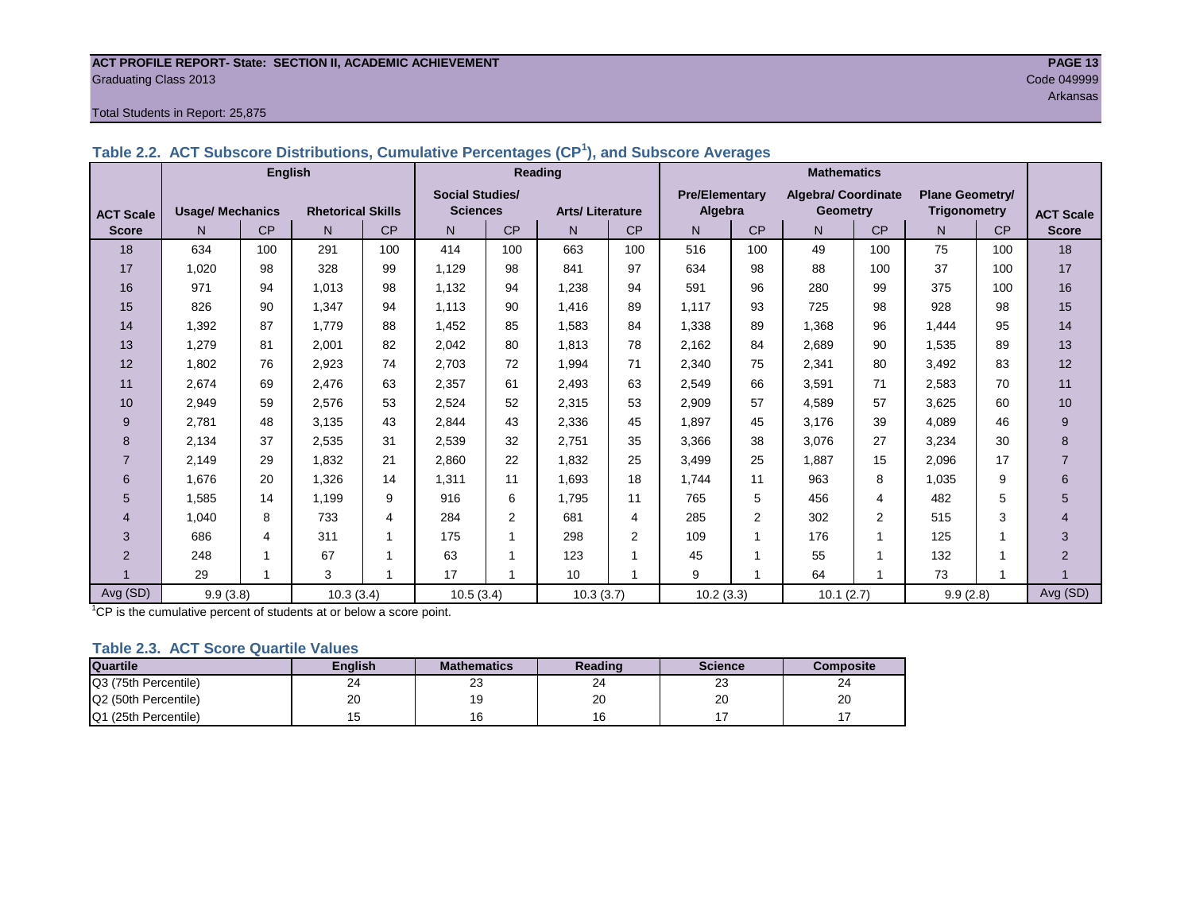**ACT PROFILE REPORT- State: SECTION II, ACADEMIC ACHIEVEMENT**
Graduating Class 2013
Code 049999
Arkansas

Total Students in Report: 25,875

## Table 2.2. ACT Subscore Distributions, Cumulative Percentages (CP[1]), and Subscore Averages

| ACT Scale Score | English | | | | Reading | | | | Mathematics | | | | | | ACT Scale Score |
|---|---|---|---|---|---|---|---|---|---|---|---|---|---|---|---|
| | Usage/ Mechanics | | Rhetorical Skills | | Social Studies/ Sciences | | Arts/ Literature | | Pre/Elementary Algebra | | Algebra/ Coordinate Geometry | | Plane Geometry/ Trigonometry | | |
| | N | CP | N | CP | N | CP | N | CP | N | CP | N | CP | N | CP | |
| 18 | 634 | 100 | 291 | 100 | 414 | 100 | 663 | 100 | 516 | 100 | 49 | 100 | 75 | 100 | 18 |
| 17 | 1,020 | 98 | 328 | 99 | 1,129 | 98 | 841 | 97 | 634 | 98 | 88 | 100 | 37 | 100 | 17 |
| 16 | 971 | 94 | 1,013 | 98 | 1,132 | 94 | 1,238 | 94 | 591 | 96 | 280 | 99 | 375 | 100 | 16 |
| 15 | 826 | 90 | 1,347 | 94 | 1,113 | 90 | 1,416 | 89 | 1,117 | 93 | 725 | 98 | 928 | 98 | 15 |
| 14 | 1,392 | 87 | 1,779 | 88 | 1,452 | 85 | 1,583 | 84 | 1,338 | 89 | 1,368 | 96 | 1,444 | 95 | 14 |
| 13 | 1,279 | 81 | 2,001 | 82 | 2,042 | 80 | 1,813 | 78 | 2,162 | 84 | 2,689 | 90 | 1,535 | 89 | 13 |
| 12 | 1,802 | 76 | 2,923 | 74 | 2,703 | 72 | 1,994 | 71 | 2,340 | 75 | 2,341 | 80 | 3,492 | 83 | 12 |
| 11 | 2,674 | 69 | 2,476 | 63 | 2,357 | 61 | 2,493 | 63 | 2,549 | 66 | 3,591 | 71 | 2,583 | 70 | 11 |
| 10 | 2,949 | 59 | 2,576 | 53 | 2,524 | 52 | 2,315 | 53 | 2,909 | 57 | 4,589 | 57 | 3,625 | 60 | 10 |
| 9 | 2,781 | 48 | 3,135 | 43 | 2,844 | 43 | 2,336 | 45 | 1,897 | 45 | 3,176 | 39 | 4,089 | 46 | 9 |
| 8 | 2,134 | 37 | 2,535 | 31 | 2,539 | 32 | 2,751 | 35 | 3,366 | 38 | 3,076 | 27 | 3,234 | 30 | 8 |
| 7 | 2,149 | 29 | 1,832 | 21 | 2,860 | 22 | 1,832 | 25 | 3,499 | 25 | 1,887 | 15 | 2,096 | 17 | 7 |
| 6 | 1,676 | 20 | 1,326 | 14 | 1,311 | 11 | 1,693 | 18 | 1,744 | 11 | 963 | 8 | 1,035 | 9 | 6 |
| 5 | 1,585 | 14 | 1,199 | 9 | 916 | 6 | 1,795 | 11 | 765 | 5 | 456 | 4 | 482 | 5 | 5 |
| 4 | 1,040 | 8 | 733 | 4 | 284 | 2 | 681 | 4 | 285 | 2 | 302 | 2 | 515 | 3 | 4 |
| 3 | 686 | 4 | 311 | 1 | 175 | 1 | 298 | 2 | 109 | 1 | 176 | 1 | 125 | 1 | 3 |
| 2 | 248 | 1 | 67 | 1 | 63 | 1 | 123 | 1 | 45 | 1 | 55 | 1 | 132 | 1 | 2 |
| 1 | 29 | 1 | 3 | 1 | 17 | 1 | 10 | 1 | 9 | 1 | 64 | 1 | 73 | 1 | 1 |
| Avg (SD) | 9.9 (3.8) | | 10.3 (3.4) | | 10.5 (3.4) | | 10.3 (3.7) | | 10.2 (3.3) | | 10.1 (2.7) | | 9.9 (2.8) | | Avg (SD) |

[1]CP is the cumulative percent of students at or below a score point.

## Table 2.3. ACT Score Quartile Values

| Quartile | English | Mathematics | Reading | Science | Composite |
|---|---|---|---|---|---|
| Q3 (75th Percentile) | 24 | 23 | 24 | 23 | 24 |
| Q2 (50th Percentile) | 20 | 19 | 20 | 20 | 20 |
| Q1 (25th Percentile) | 15 | 16 | 16 | 17 | 17 |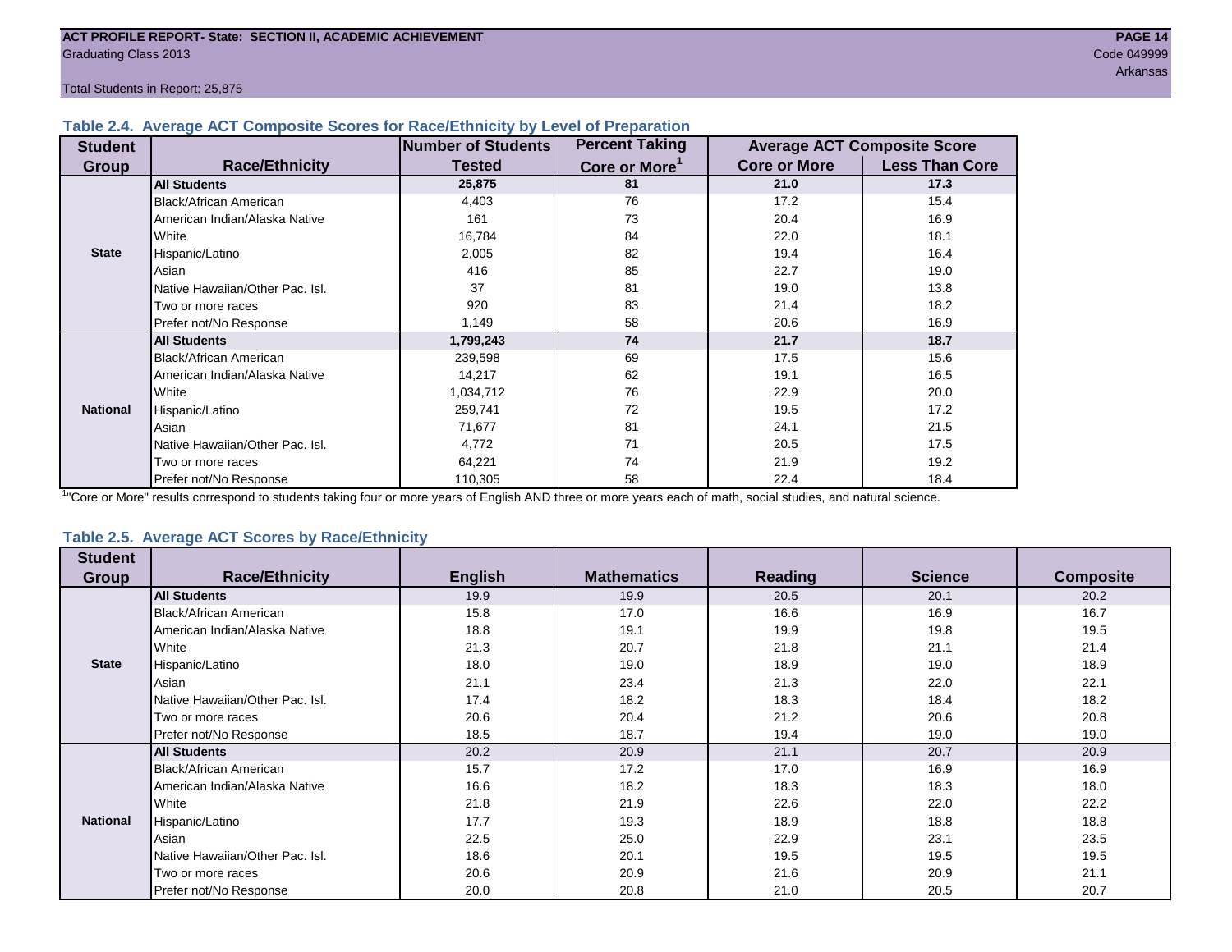## Table 2.4. Average ACT Composite Scores for Race/Ethnicity by Level of Preparation

| Student Group | Race/Ethnicity | Number of Students Tested | Percent Taking Core or More[1] | Average ACT Composite Score | |
|---|---|---|---|---|---|
| | | | | Core or More | Less Than Core |
| State | **All Students** | **25,875** | **81** | **21.0** | **17.3** |
| | Black/African American | 4,403 | 76 | 17.2 | 15.4 |
| | American Indian/Alaska Native | 161 | 73 | 20.4 | 16.9 |
| | White | 16,784 | 84 | 22.0 | 18.1 |
| | Hispanic/Latino | 2,005 | 82 | 19.4 | 16.4 |
| | Asian | 416 | 85 | 22.7 | 19.0 |
| | Native Hawaiian/Other Pac. Isl. | 37 | 81 | 19.0 | 13.8 |
| | Two or more races | 920 | 83 | 21.4 | 18.2 |
| | Prefer not/No Response | 1,149 | 58 | 20.6 | 16.9 |
| National | **All Students** | **1,799,243** | **74** | **21.7** | **18.7** |
| | Black/African American | 239,598 | 69 | 17.5 | 15.6 |
| | American Indian/Alaska Native | 14,217 | 62 | 19.1 | 16.5 |
| | White | 1,034,712 | 76 | 22.9 | 20.0 |
| | Hispanic/Latino | 259,741 | 72 | 19.5 | 17.2 |
| | Asian | 71,677 | 81 | 24.1 | 21.5 |
| | Native Hawaiian/Other Pac. Isl. | 4,772 | 71 | 20.5 | 17.5 |
| | Two or more races | 64,221 | 74 | 21.9 | 19.2 |
| | Prefer not/No Response | 110,305 | 58 | 22.4 | 18.4 |

[1]"Core or More" results correspond to students taking four or more years of English AND three or more years each of math, social studies, and natural science.

## Table 2.5. Average ACT Scores by Race/Ethnicity

| Student Group | Race/Ethnicity | English | Mathematics | Reading | Science | Composite |
|---|---|---|---|---|---|---|
| State | **All Students** | 19.9 | 19.9 | 20.5 | 20.1 | 20.2 |
| | Black/African American | 15.8 | 17.0 | 16.6 | 16.9 | 16.7 |
| | American Indian/Alaska Native | 18.8 | 19.1 | 19.9 | 19.8 | 19.5 |
| | White | 21.3 | 20.7 | 21.8 | 21.1 | 21.4 |
| | Hispanic/Latino | 18.0 | 19.0 | 18.9 | 19.0 | 18.9 |
| | Asian | 21.1 | 23.4 | 21.3 | 22.0 | 22.1 |
| | Native Hawaiian/Other Pac. Isl. | 17.4 | 18.2 | 18.3 | 18.4 | 18.2 |
| | Two or more races | 20.6 | 20.4 | 21.2 | 20.6 | 20.8 |
| | Prefer not/No Response | 18.5 | 18.7 | 19.4 | 19.0 | 19.0 |
| National | **All Students** | 20.2 | 20.9 | 21.1 | 20.7 | 20.9 |
| | Black/African American | 15.7 | 17.2 | 17.0 | 16.9 | 16.9 |
| | American Indian/Alaska Native | 16.6 | 18.2 | 18.3 | 18.3 | 18.0 |
| | White | 21.8 | 21.9 | 22.6 | 22.0 | 22.2 |
| | Hispanic/Latino | 17.7 | 19.3 | 18.9 | 18.8 | 18.8 |
| | Asian | 22.5 | 25.0 | 22.9 | 23.1 | 23.5 |
| | Native Hawaiian/Other Pac. Isl. | 18.6 | 20.1 | 19.5 | 19.5 | 19.5 |
| | Two or more races | 20.6 | 20.9 | 21.6 | 20.9 | 21.1 |
| | Prefer not/No Response | 20.0 | 20.8 | 21.0 | 20.5 | 20.7 |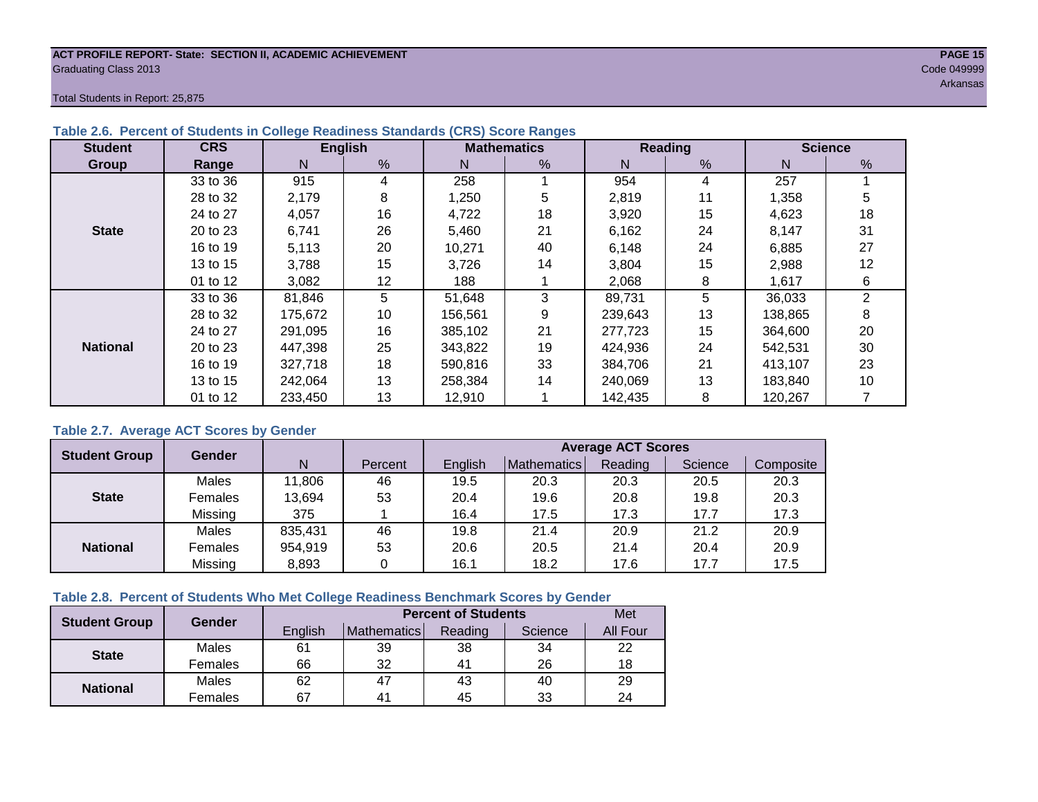ACT PROFILE REPORT- State: SECTION II, ACADEMIC ACHIEVEMENT

Graduating Class 2013

Code 049999

Arkansas

Total Students in Report: 25,875

### Table 2.6. Percent of Students in College Readiness Standards (CRS) Score Ranges

| Student Group | CRS Range | English | | Mathematics | | Reading | | Science | |
|---|---|---|---|---|---|---|---|---|---|
| | | N | % | N | % | N | % | N | % |
| State | 33 to 36 | 915 | 4 | 258 | 1 | 954 | 4 | 257 | 1 |
| | 28 to 32 | 2,179 | 8 | 1,250 | 5 | 2,819 | 11 | 1,358 | 5 |
| | 24 to 27 | 4,057 | 16 | 4,722 | 18 | 3,920 | 15 | 4,623 | 18 |
| | 20 to 23 | 6,741 | 26 | 5,460 | 21 | 6,162 | 24 | 8,147 | 31 |
| | 16 to 19 | 5,113 | 20 | 10,271 | 40 | 6,148 | 24 | 6,885 | 27 |
| | 13 to 15 | 3,788 | 15 | 3,726 | 14 | 3,804 | 15 | 2,988 | 12 |
| | 01 to 12 | 3,082 | 12 | 188 | 1 | 2,068 | 8 | 1,617 | 6 |
| National | 33 to 36 | 81,846 | 5 | 51,648 | 3 | 89,731 | 5 | 36,033 | 2 |
| | 28 to 32 | 175,672 | 10 | 156,561 | 9 | 239,643 | 13 | 138,865 | 8 |
| | 24 to 27 | 291,095 | 16 | 385,102 | 21 | 277,723 | 15 | 364,600 | 20 |
| | 20 to 23 | 447,398 | 25 | 343,822 | 19 | 424,936 | 24 | 542,531 | 30 |
| | 16 to 19 | 327,718 | 18 | 590,816 | 33 | 384,706 | 21 | 413,107 | 23 |
| | 13 to 15 | 242,064 | 13 | 258,384 | 14 | 240,069 | 13 | 183,840 | 10 |
| | 01 to 12 | 233,450 | 13 | 12,910 | 1 | 142,435 | 8 | 120,267 | 7 |

### Table 2.7. Average ACT Scores by Gender

| Student Group | Gender | N | Percent | Average ACT Scores | | | | |
|---|---|---|---|---|---|---|---|---|
| | | | | English | Mathematics | Reading | Science | Composite |
| State | Males | 11,806 | 46 | 19.5 | 20.3 | 20.3 | 20.5 | 20.3 |
| | Females | 13,694 | 53 | 20.4 | 19.6 | 20.8 | 19.8 | 20.3 |
| | Missing | 375 | 1 | 16.4 | 17.5 | 17.3 | 17.7 | 17.3 |
| National | Males | 835,431 | 46 | 19.8 | 21.4 | 20.9 | 21.2 | 20.9 |
| | Females | 954,919 | 53 | 20.6 | 20.5 | 21.4 | 20.4 | 20.9 |
| | Missing | 8,893 | 0 | 16.1 | 18.2 | 17.6 | 17.7 | 17.5 |

### Table 2.8. Percent of Students Who Met College Readiness Benchmark Scores by Gender

| Student Group | Gender | Percent of Students | | | | Met |
|---|---|---|---|---|---|---|
| | | English | Mathematics | Reading | Science | All Four |
| State | Males | 61 | 39 | 38 | 34 | 22 |
| | Females | 66 | 32 | 41 | 26 | 18 |
| National | Males | 62 | 47 | 43 | 40 | 29 |
| | Females | 67 | 41 | 45 | 33 | 24 |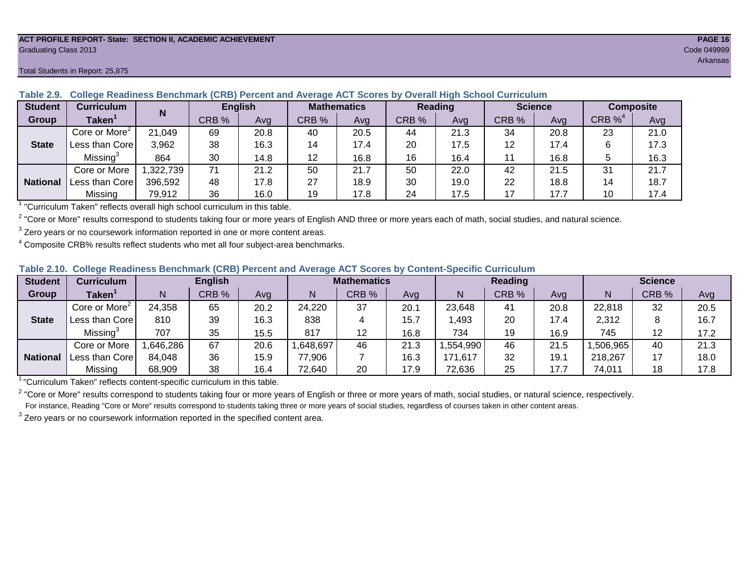ACT PROFILE REPORT- State: SECTION II, ACADEMIC ACHIEVEMENT

Graduating Class 2013

Code 049999

Arkansas

Total Students in Report: 25,875

**Table 2.9. College Readiness Benchmark (CRB) Percent and Average ACT Scores by Overall High School Curriculum**

| Student Group | Curriculum Taken[1] | N | English | | Mathematics | | Reading | | Science | | Composite | |
|---|---|---|---|---|---|---|---|---|---|---|---|---|
| | | | CRB % | Avg | CRB % | Avg | CRB % | Avg | CRB % | Avg | CRB %[4] | Avg |
| State | Core or More[2] | 21,049 | 69 | 20.8 | 40 | 20.5 | 44 | 21.3 | 34 | 20.8 | 23 | 21.0 |
| | Less than Core | 3,962 | 38 | 16.3 | 14 | 17.4 | 20 | 17.5 | 12 | 17.4 | 6 | 17.3 |
| | Missing[3] | 864 | 30 | 14.8 | 12 | 16.8 | 16 | 16.4 | 11 | 16.8 | 5 | 16.3 |
| National | Core or More | 1,322,739 | 71 | 21.2 | 50 | 21.7 | 50 | 22.0 | 42 | 21.5 | 31 | 21.7 |
| | Less than Core | 396,592 | 48 | 17.8 | 27 | 18.9 | 30 | 19.0 | 22 | 18.8 | 14 | 18.7 |
| | Missing | 79,912 | 36 | 16.0 | 19 | 17.8 | 24 | 17.5 | 17 | 17.7 | 10 | 17.4 |

[1] "Curriculum Taken" reflects overall high school curriculum in this table.

[2] "Core or More" results correspond to students taking four or more years of English AND three or more years each of math, social studies, and natural science.

[3] Zero years or no coursework information reported in one or more content areas.

[4] Composite CRB% results reflect students who met all four subject-area benchmarks.

**Table 2.10. College Readiness Benchmark (CRB) Percent and Average ACT Scores by Content-Specific Curriculum**

| Student Group | Curriculum Taken[1] | English | | | Mathematics | | | Reading | | | Science | | |
|---|---|---|---|---|---|---|---|---|---|---|---|---|---|
| | | N | CRB % | Avg | N | CRB % | Avg | N | CRB % | Avg | N | CRB % | Avg |
| State | Core or More[2] | 24,358 | 65 | 20.2 | 24,220 | 37 | 20.1 | 23,648 | 41 | 20.8 | 22,818 | 32 | 20.5 |
| | Less than Core | 810 | 39 | 16.3 | 838 | 4 | 15.7 | 1,493 | 20 | 17.4 | 2,312 | 8 | 16.7 |
| | Missing[3] | 707 | 35 | 15.5 | 817 | 12 | 16.8 | 734 | 19 | 16.9 | 745 | 12 | 17.2 |
| National | Core or More | 1,646,286 | 67 | 20.6 | 1,648,697 | 46 | 21.3 | 1,554,990 | 46 | 21.5 | 1,506,965 | 40 | 21.3 |
| | Less than Core | 84,048 | 36 | 15.9 | 77,906 | 7 | 16.3 | 171,617 | 32 | 19.1 | 218,267 | 17 | 18.0 |
| | Missing | 68,909 | 38 | 16.4 | 72,640 | 20 | 17.9 | 72,636 | 25 | 17.7 | 74,011 | 18 | 17.8 |

[1] "Curriculum Taken" reflects content-specific curriculum in this table.

[2] "Core or More" results correspond to students taking four or more years of English or three or more years of math, social studies, or natural science, respectively.
For instance, Reading "Core or More" results correspond to students taking three or more years of social studies, regardless of courses taken in other content areas.

[3] Zero years or no coursework information reported in the specified content area.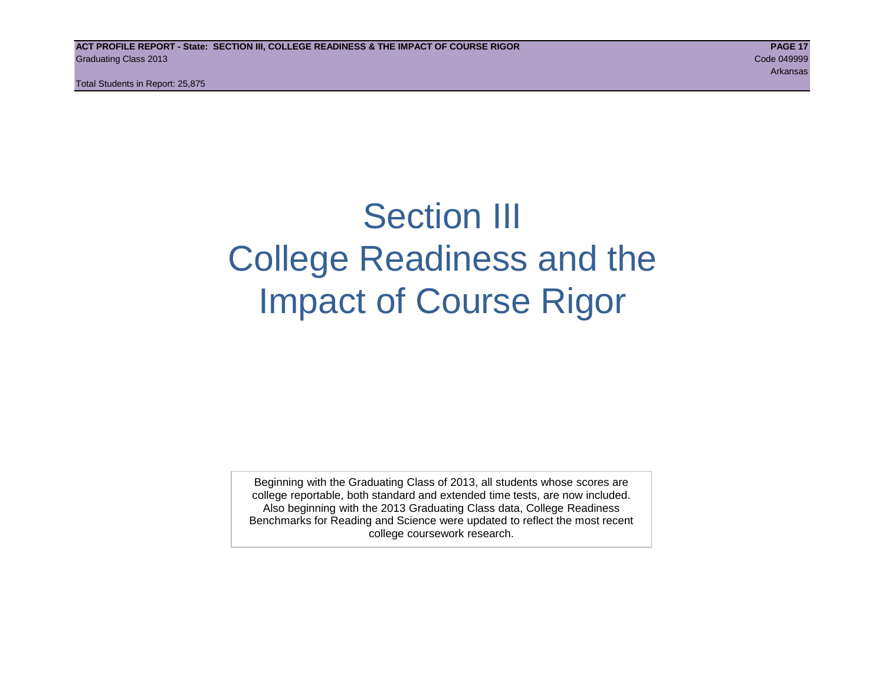# Section III
# College Readiness and the Impact of Course Rigor

Beginning with the Graduating Class of 2013, all students whose scores are college reportable, both standard and extended time tests, are now included. Also beginning with the 2013 Graduating Class data, College Readiness Benchmarks for Reading and Science were updated to reflect the most recent college coursework research.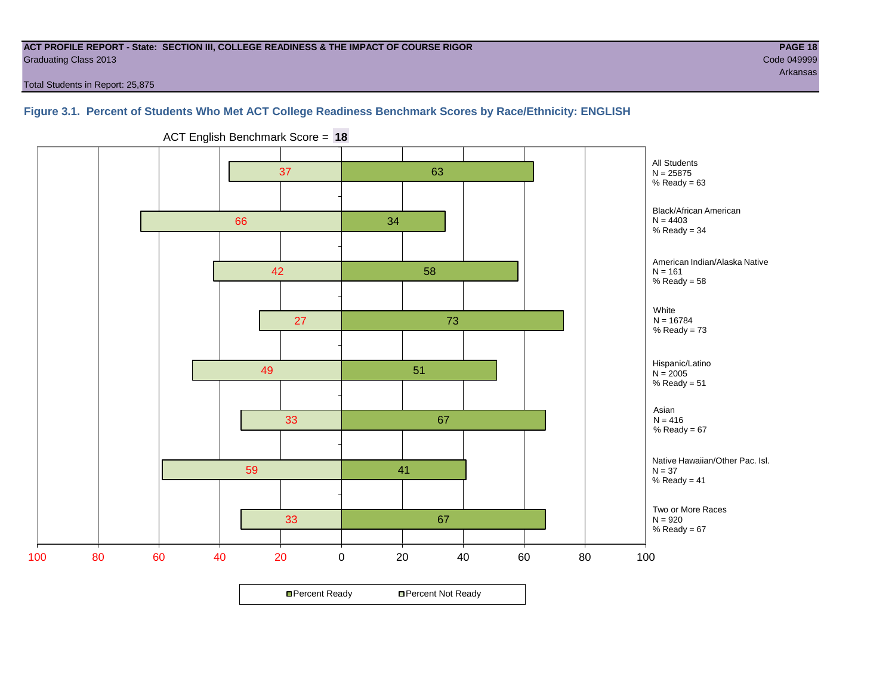**ACT PROFILE REPORT - State: SECTION III, COLLEGE READINESS & THE IMPACT OF COURSE RIGOR**
Graduating Class 2013
Code 049999
Arkansas

Total Students in Report: 25,875

### Figure 3.1. Percent of Students Who Met ACT College Readiness Benchmark Scores by Race/Ethnicity: ENGLISH

ACT English Benchmark Score = **18**

| Group | N | Percent Not Ready | Percent Ready |
|---|---|---|---|
| All Students | 25875 | 37 | 63 |
| Black/African American | 4403 | 66 | 34 |
| American Indian/Alaska Native | 161 | 42 | 58 |
| White | 16784 | 27 | 73 |
| Hispanic/Latino | 2005 | 49 | 51 |
| Asian | 416 | 33 | 67 |
| Native Hawaiian/Other Pac. Isl. | 37 | 59 | 41 |
| Two or More Races | 920 | 33 | 67 |

■Percent Ready □Percent Not Ready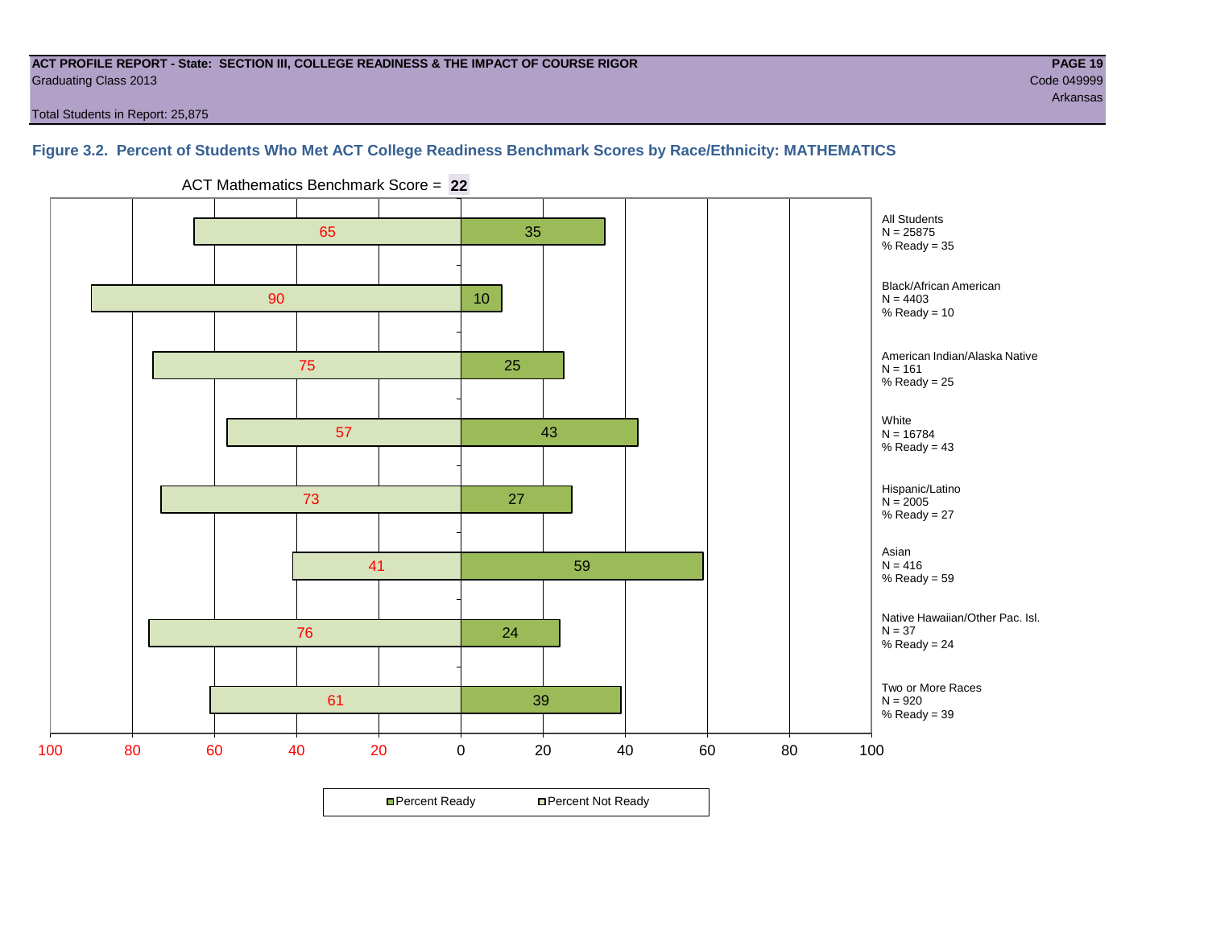**ACT PROFILE REPORT - State: SECTION III, COLLEGE READINESS & THE IMPACT OF COURSE RIGOR**
Graduating Class 2013
Code 049999
Arkansas

Total Students in Report: 25,875

### Figure 3.2. Percent of Students Who Met ACT College Readiness Benchmark Scores by Race/Ethnicity: MATHEMATICS

ACT Mathematics Benchmark Score = **22**

| Group | N | Percent Not Ready | Percent Ready |
|---|---|---|---|
| All Students | 25875 | 65 | 35 |
| Black/African American | 4403 | 90 | 10 |
| American Indian/Alaska Native | 161 | 75 | 25 |
| White | 16784 | 57 | 43 |
| Hispanic/Latino | 2005 | 73 | 27 |
| Asian | 416 | 41 | 59 |
| Native Hawaiian/Other Pac. Isl. | 37 | 76 | 24 |
| Two or More Races | 920 | 61 | 39 |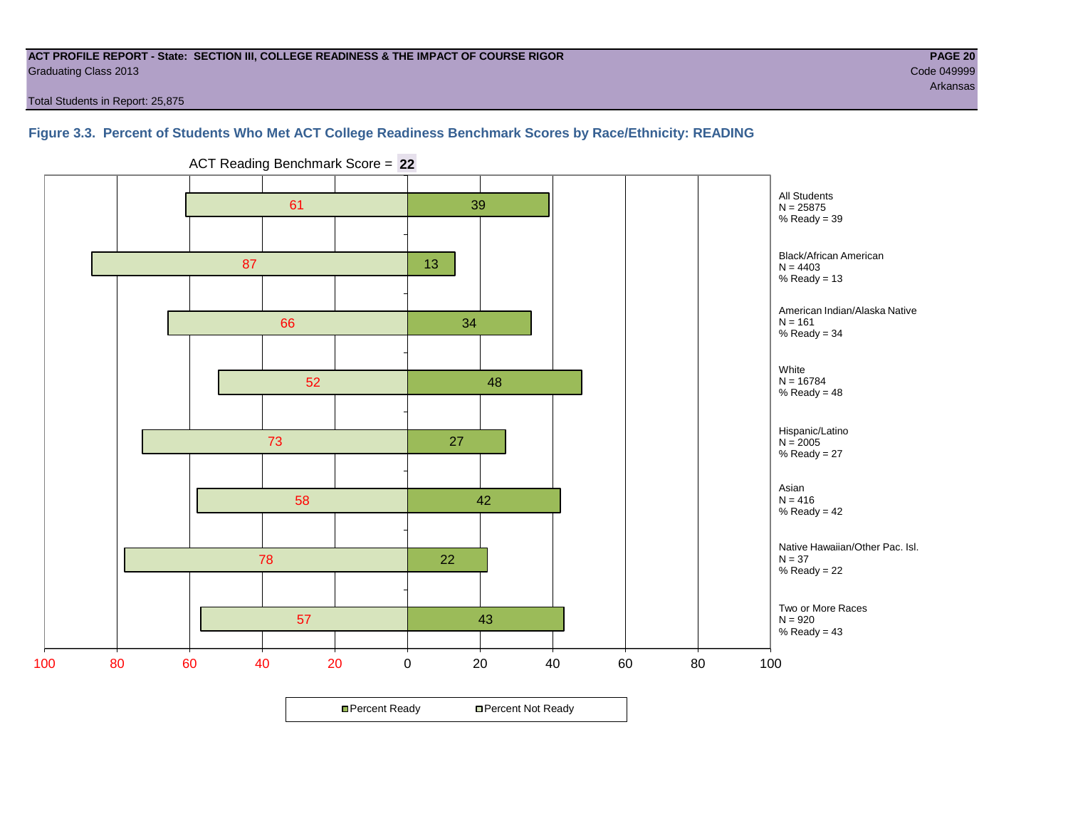**ACT PROFILE REPORT - State: SECTION III, COLLEGE READINESS & THE IMPACT OF COURSE RIGOR**
Graduating Class 2013
Code 049999
Arkansas

Total Students in Report: 25,875

### Figure 3.3. Percent of Students Who Met ACT College Readiness Benchmark Scores by Race/Ethnicity: READING

ACT Reading Benchmark Score = **22**

| Group | N | Percent Not Ready | Percent Ready |
|---|---|---|---|
| All Students | 25875 | 61 | 39 |
| Black/African American | 4403 | 87 | 13 |
| American Indian/Alaska Native | 161 | 66 | 34 |
| White | 16784 | 52 | 48 |
| Hispanic/Latino | 2005 | 73 | 27 |
| Asian | 416 | 58 | 42 |
| Native Hawaiian/Other Pac. Isl. | 37 | 78 | 22 |
| Two or More Races | 920 | 57 | 43 |

Percent Ready / Percent Not Ready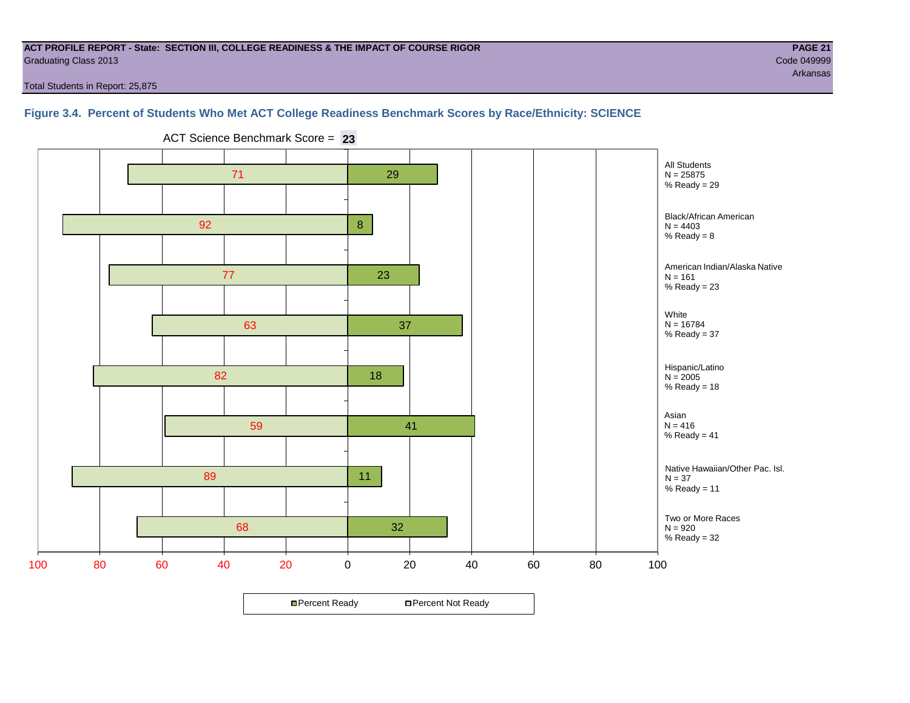**ACT PROFILE REPORT - State: SECTION III, COLLEGE READINESS & THE IMPACT OF COURSE RIGOR**
Graduating Class 2013
Code 049999
Arkansas

Total Students in Report: 25,875

## Figure 3.4. Percent of Students Who Met ACT College Readiness Benchmark Scores by Race/Ethnicity: SCIENCE

ACT Science Benchmark Score = **23**

| Group | N | Percent Not Ready | Percent Ready |
|---|---|---|---|
| All Students | 25875 | 71 | 29 |
| Black/African American | 4403 | 92 | 8 |
| American Indian/Alaska Native | 161 | 77 | 23 |
| White | 16784 | 63 | 37 |
| Hispanic/Latino | 2005 | 82 | 18 |
| Asian | 416 | 59 | 41 |
| Native Hawaiian/Other Pac. Isl. | 37 | 89 | 11 |
| Two or More Races | 920 | 68 | 32 |

■ Percent Ready □ Percent Not Ready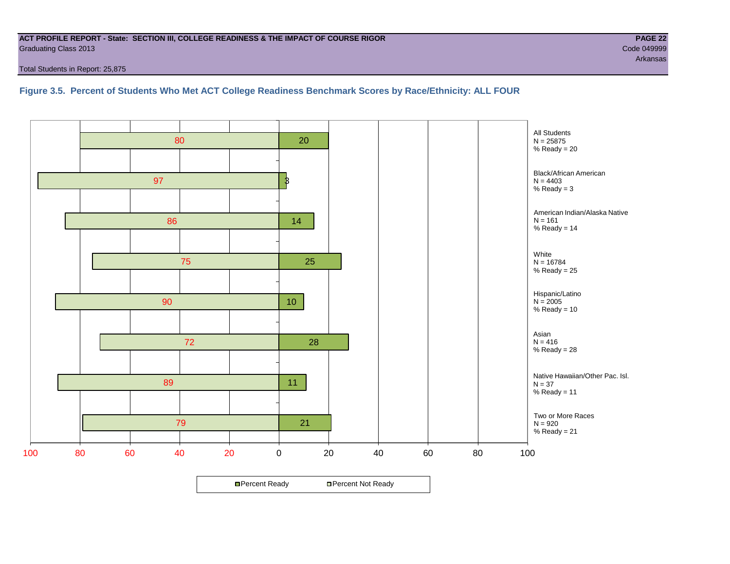**ACT PROFILE REPORT - State: SECTION III, COLLEGE READINESS & THE IMPACT OF COURSE RIGOR**
Graduating Class 2013
Total Students in Report: 25,875

Code 049999
Arkansas

### Figure 3.5. Percent of Students Who Met ACT College Readiness Benchmark Scores by Race/Ethnicity: ALL FOUR

| Group | N | Percent Not Ready | Percent Ready |
|---|---|---|---|
| All Students | 25875 | 80 | 20 |
| Black/African American | 4403 | 97 | 3 |
| American Indian/Alaska Native | 161 | 86 | 14 |
| White | 16784 | 75 | 25 |
| Hispanic/Latino | 2005 | 90 | 10 |
| Asian | 416 | 72 | 28 |
| Native Hawaiian/Other Pac. Isl. | 37 | 89 | 11 |
| Two or More Races | 920 | 79 | 21 |

Percent Ready | Percent Not Ready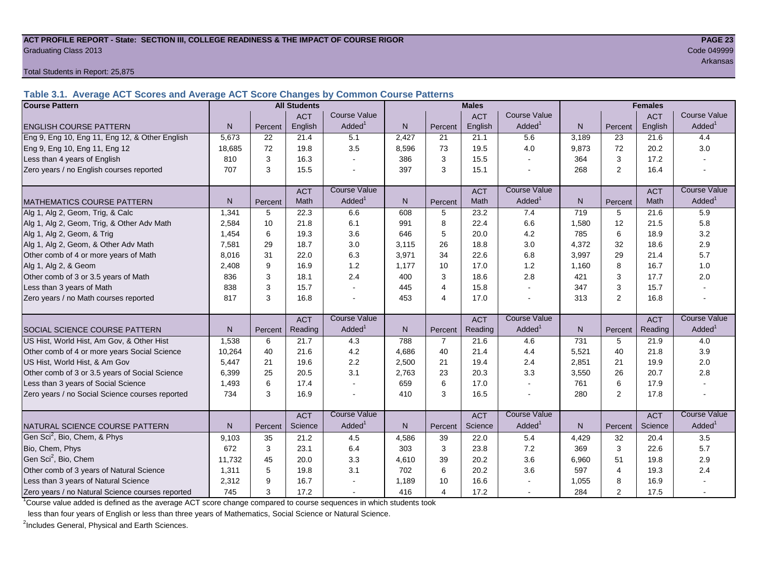**ACT PROFILE REPORT - State: SECTION III, COLLEGE READINESS & THE IMPACT OF COURSE RIGOR**
Graduating Class 2013

Code 049999
Arkansas

Total Students in Report: 25,875

### Table 3.1. Average ACT Scores and Average ACT Score Changes by Common Course Patterns

| Course Pattern | All Students | | | | Males | | | | Females | | | |
|---|---|---|---|---|---|---|---|---|---|---|---|---|
| ENGLISH COURSE PATTERN | N | Percent | ACT English | Course Value Added[1] | N | Percent | ACT English | Course Value Added[1] | N | Percent | ACT English | Course Value Added[1] |
| Eng 9, Eng 10, Eng 11, Eng 12, & Other English | 5,673 | 22 | 21.4 | 5.1 | 2,427 | 21 | 21.1 | 5.6 | 3,189 | 23 | 21.6 | 4.4 |
| Eng 9, Eng 10, Eng 11, Eng 12 | 18,685 | 72 | 19.8 | 3.5 | 8,596 | 73 | 19.5 | 4.0 | 9,873 | 72 | 20.2 | 3.0 |
| Less than 4 years of English | 810 | 3 | 16.3 | - | 386 | 3 | 15.5 | - | 364 | 3 | 17.2 | - |
| Zero years / no English courses reported | 707 | 3 | 15.5 | - | 397 | 3 | 15.1 | - | 268 | 2 | 16.4 | - |
| MATHEMATICS COURSE PATTERN | N | Percent | ACT Math | Course Value Added[1] | N | Percent | ACT Math | Course Value Added[1] | N | Percent | ACT Math | Course Value Added[1] |
| Alg 1, Alg 2, Geom, Trig, & Calc | 1,341 | 5 | 22.3 | 6.6 | 608 | 5 | 23.2 | 7.4 | 719 | 5 | 21.6 | 5.9 |
| Alg 1, Alg 2, Geom, Trig, & Other Adv Math | 2,584 | 10 | 21.8 | 6.1 | 991 | 8 | 22.4 | 6.6 | 1,580 | 12 | 21.5 | 5.8 |
| Alg 1, Alg 2, Geom, & Trig | 1,454 | 6 | 19.3 | 3.6 | 646 | 5 | 20.0 | 4.2 | 785 | 6 | 18.9 | 3.2 |
| Alg 1, Alg 2, Geom, & Other Adv Math | 7,581 | 29 | 18.7 | 3.0 | 3,115 | 26 | 18.8 | 3.0 | 4,372 | 32 | 18.6 | 2.9 |
| Other comb of 4 or more years of Math | 8,016 | 31 | 22.0 | 6.3 | 3,971 | 34 | 22.6 | 6.8 | 3,997 | 29 | 21.4 | 5.7 |
| Alg 1, Alg 2, & Geom | 2,408 | 9 | 16.9 | 1.2 | 1,177 | 10 | 17.0 | 1.2 | 1,160 | 8 | 16.7 | 1.0 |
| Other comb of 3 or 3.5 years of Math | 836 | 3 | 18.1 | 2.4 | 400 | 3 | 18.6 | 2.8 | 421 | 3 | 17.7 | 2.0 |
| Less than 3 years of Math | 838 | 3 | 15.7 | - | 445 | 4 | 15.8 | - | 347 | 3 | 15.7 | - |
| Zero years / no Math courses reported | 817 | 3 | 16.8 | - | 453 | 4 | 17.0 | - | 313 | 2 | 16.8 | - |
| SOCIAL SCIENCE COURSE PATTERN | N | Percent | ACT Reading | Course Value Added[1] | N | Percent | ACT Reading | Course Value Added[1] | N | Percent | ACT Reading | Course Value Added[1] |
| US Hist, World Hist, Am Gov, & Other Hist | 1,538 | 6 | 21.7 | 4.3 | 788 | 7 | 21.6 | 4.6 | 731 | 5 | 21.9 | 4.0 |
| Other comb of 4 or more years Social Science | 10,264 | 40 | 21.6 | 4.2 | 4,686 | 40 | 21.4 | 4.4 | 5,521 | 40 | 21.8 | 3.9 |
| US Hist, World Hist, & Am Gov | 5,447 | 21 | 19.6 | 2.2 | 2,500 | 21 | 19.4 | 2.4 | 2,851 | 21 | 19.9 | 2.0 |
| Other comb of 3 or 3.5 years of Social Science | 6,399 | 25 | 20.5 | 3.1 | 2,763 | 23 | 20.3 | 3.3 | 3,550 | 26 | 20.7 | 2.8 |
| Less than 3 years of Social Science | 1,493 | 6 | 17.4 | - | 659 | 6 | 17.0 | - | 761 | 6 | 17.9 | - |
| Zero years / no Social Science courses reported | 734 | 3 | 16.9 | - | 410 | 3 | 16.5 | - | 280 | 2 | 17.8 | - |
| NATURAL SCIENCE COURSE PATTERN | N | Percent | ACT Science | Course Value Added[1] | N | Percent | ACT Science | Course Value Added[1] | N | Percent | ACT Science | Course Value Added[1] |
| Gen Sci[2], Bio, Chem, & Phys | 9,103 | 35 | 21.2 | 4.5 | 4,586 | 39 | 22.0 | 5.4 | 4,429 | 32 | 20.4 | 3.5 |
| Bio, Chem, Phys | 672 | 3 | 23.1 | 6.4 | 303 | 3 | 23.8 | 7.2 | 369 | 3 | 22.6 | 5.7 |
| Gen Sci[2], Bio, Chem | 11,732 | 45 | 20.0 | 3.3 | 4,610 | 39 | 20.2 | 3.6 | 6,960 | 51 | 19.8 | 2.9 |
| Other comb of 3 years of Natural Science | 1,311 | 5 | 19.8 | 3.1 | 702 | 6 | 20.2 | 3.6 | 597 | 4 | 19.3 | 2.4 |
| Less than 3 years of Natural Science | 2,312 | 9 | 16.7 | - | 1,189 | 10 | 16.6 | - | 1,055 | 8 | 16.9 | - |
| Zero years / no Natural Science courses reported | 745 | 3 | 17.2 | - | 416 | 4 | 17.2 | - | 284 | 2 | 17.5 | - |

[1]Course value added is defined as the average ACT score change compared to course sequences in which students took less than four years of English or less than three years of Mathematics, Social Science or Natural Science.

[2]Includes General, Physical and Earth Sciences.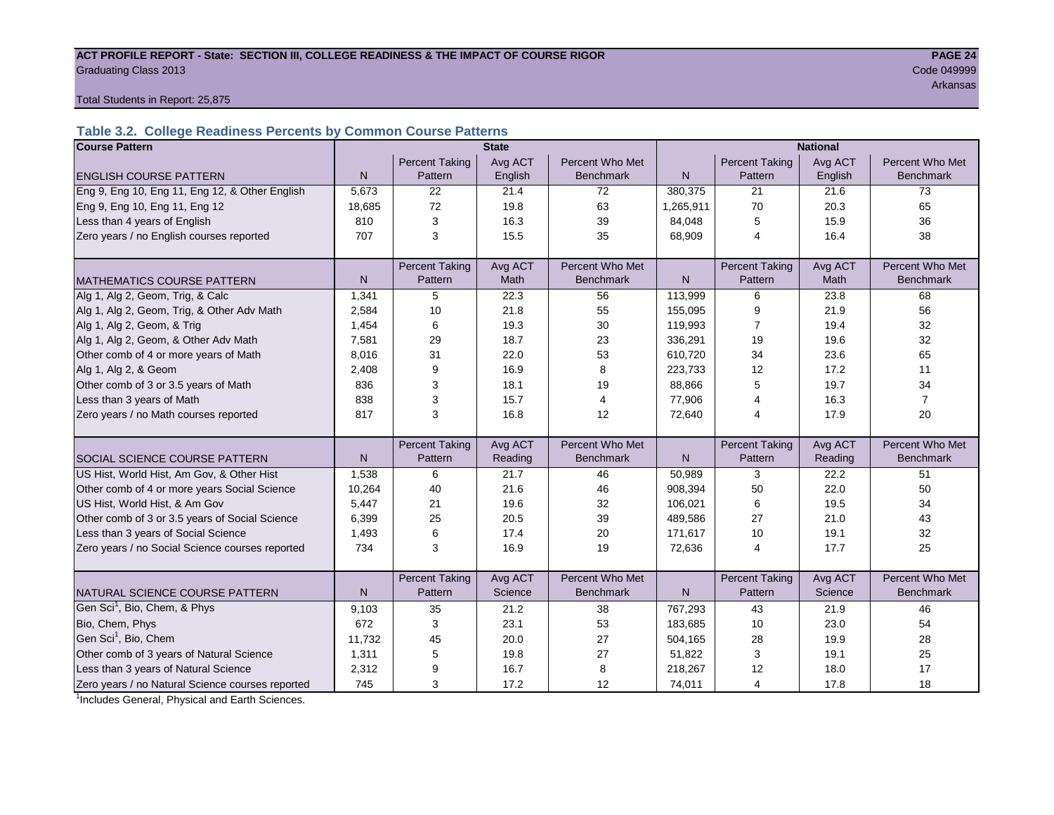**ACT PROFILE REPORT - State: SECTION III, COLLEGE READINESS & THE IMPACT OF COURSE RIGOR**
Graduating Class 2013
Code 049999
Arkansas

Total Students in Report: 25,875

## Table 3.2. College Readiness Percents by Common Course Patterns

| Course Pattern | State | | | | National | | | |
|---|---|---|---|---|---|---|---|---|
| ENGLISH COURSE PATTERN | N | Percent Taking Pattern | Avg ACT English | Percent Who Met Benchmark | N | Percent Taking Pattern | Avg ACT English | Percent Who Met Benchmark |
| Eng 9, Eng 10, Eng 11, Eng 12, & Other English | 5,673 | 22 | 21.4 | 72 | 380,375 | 21 | 21.6 | 73 |
| Eng 9, Eng 10, Eng 11, Eng 12 | 18,685 | 72 | 19.8 | 63 | 1,265,911 | 70 | 20.3 | 65 |
| Less than 4 years of English | 810 | 3 | 16.3 | 39 | 84,048 | 5 | 15.9 | 36 |
| Zero years / no English courses reported | 707 | 3 | 15.5 | 35 | 68,909 | 4 | 16.4 | 38 |
| MATHEMATICS COURSE PATTERN | N | Percent Taking Pattern | Avg ACT Math | Percent Who Met Benchmark | N | Percent Taking Pattern | Avg ACT Math | Percent Who Met Benchmark |
| Alg 1, Alg 2, Geom, Trig, & Calc | 1,341 | 5 | 22.3 | 56 | 113,999 | 6 | 23.8 | 68 |
| Alg 1, Alg 2, Geom, Trig, & Other Adv Math | 2,584 | 10 | 21.8 | 55 | 155,095 | 9 | 21.9 | 56 |
| Alg 1, Alg 2, Geom, & Trig | 1,454 | 6 | 19.3 | 30 | 119,993 | 7 | 19.4 | 32 |
| Alg 1, Alg 2, Geom, & Other Adv Math | 7,581 | 29 | 18.7 | 23 | 336,291 | 19 | 19.6 | 32 |
| Other comb of 4 or more years of Math | 8,016 | 31 | 22.0 | 53 | 610,720 | 34 | 23.6 | 65 |
| Alg 1, Alg 2, & Geom | 2,408 | 9 | 16.9 | 8 | 223,733 | 12 | 17.2 | 11 |
| Other comb of 3 or 3.5 years of Math | 836 | 3 | 18.1 | 19 | 88,866 | 5 | 19.7 | 34 |
| Less than 3 years of Math | 838 | 3 | 15.7 | 4 | 77,906 | 4 | 16.3 | 7 |
| Zero years / no Math courses reported | 817 | 3 | 16.8 | 12 | 72,640 | 4 | 17.9 | 20 |
| SOCIAL SCIENCE COURSE PATTERN | N | Percent Taking Pattern | Avg ACT Reading | Percent Who Met Benchmark | N | Percent Taking Pattern | Avg ACT Reading | Percent Who Met Benchmark |
| US Hist, World Hist, Am Gov, & Other Hist | 1,538 | 6 | 21.7 | 46 | 50,989 | 3 | 22.2 | 51 |
| Other comb of 4 or more years Social Science | 10,264 | 40 | 21.6 | 46 | 908,394 | 50 | 22.0 | 50 |
| US Hist, World Hist, & Am Gov | 5,447 | 21 | 19.6 | 32 | 106,021 | 6 | 19.5 | 34 |
| Other comb of 3 or 3.5 years of Social Science | 6,399 | 25 | 20.5 | 39 | 489,586 | 27 | 21.0 | 43 |
| Less than 3 years of Social Science | 1,493 | 6 | 17.4 | 20 | 171,617 | 10 | 19.1 | 32 |
| Zero years / no Social Science courses reported | 734 | 3 | 16.9 | 19 | 72,636 | 4 | 17.7 | 25 |
| NATURAL SCIENCE COURSE PATTERN | N | Percent Taking Pattern | Avg ACT Science | Percent Who Met Benchmark | N | Percent Taking Pattern | Avg ACT Science | Percent Who Met Benchmark |
| Gen Sci[1], Bio, Chem, & Phys | 9,103 | 35 | 21.2 | 38 | 767,293 | 43 | 21.9 | 46 |
| Bio, Chem, Phys | 672 | 3 | 23.1 | 53 | 183,685 | 10 | 23.0 | 54 |
| Gen Sci[1], Bio, Chem | 11,732 | 45 | 20.0 | 27 | 504,165 | 28 | 19.9 | 28 |
| Other comb of 3 years of Natural Science | 1,311 | 5 | 19.8 | 27 | 51,822 | 3 | 19.1 | 25 |
| Less than 3 years of Natural Science | 2,312 | 9 | 16.7 | 8 | 218,267 | 12 | 18.0 | 17 |
| Zero years / no Natural Science courses reported | 745 | 3 | 17.2 | 12 | 74,011 | 4 | 17.8 | 18 |

[1]Includes General, Physical and Earth Sciences.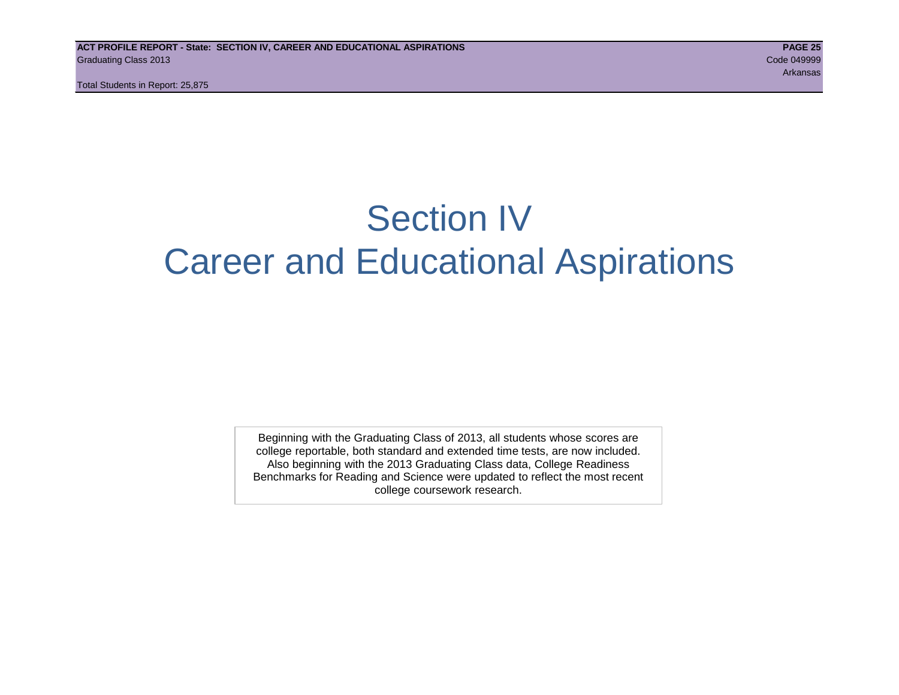# Section IV
# Career and Educational Aspirations

Beginning with the Graduating Class of 2013, all students whose scores are college reportable, both standard and extended time tests, are now included. Also beginning with the 2013 Graduating Class data, College Readiness Benchmarks for Reading and Science were updated to reflect the most recent college coursework research.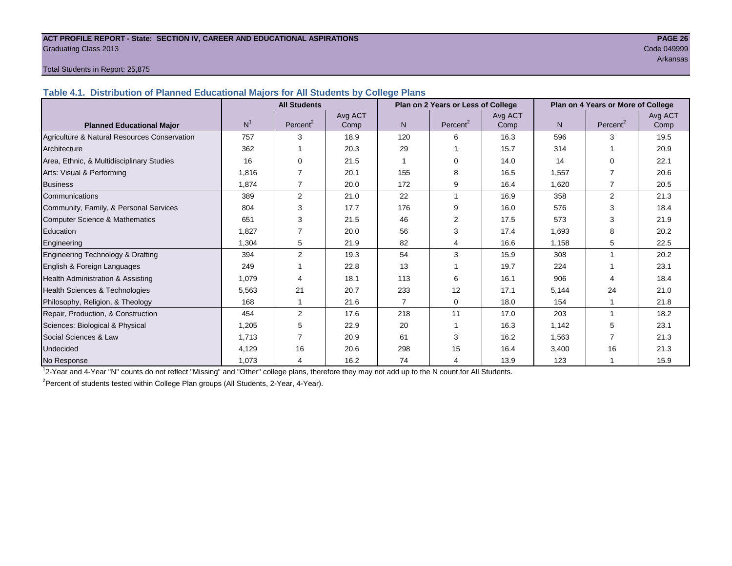ACT PROFILE REPORT - State: SECTION IV, CAREER AND EDUCATIONAL ASPIRATIONS

Graduating Class 2013

Code 049999

Arkansas

Total Students in Report: 25,875

### Table 4.1. Distribution of Planned Educational Majors for All Students by College Plans

| Planned Educational Major | All Students | | | Plan on 2 Years or Less of College | | | Plan on 4 Years or More of College | | |
|---|---|---|---|---|---|---|---|---|---|
| | N[1] | Percent[2] | Avg ACT Comp | N | Percent[2] | Avg ACT Comp | N | Percent[2] | Avg ACT Comp |
| Agriculture & Natural Resources Conservation | 757 | 3 | 18.9 | 120 | 6 | 16.3 | 596 | 3 | 19.5 |
| Architecture | 362 | 1 | 20.3 | 29 | 1 | 15.7 | 314 | 1 | 20.9 |
| Area, Ethnic, & Multidisciplinary Studies | 16 | 0 | 21.5 | 1 | 0 | 14.0 | 14 | 0 | 22.1 |
| Arts: Visual & Performing | 1,816 | 7 | 20.1 | 155 | 8 | 16.5 | 1,557 | 7 | 20.6 |
| Business | 1,874 | 7 | 20.0 | 172 | 9 | 16.4 | 1,620 | 7 | 20.5 |
| Communications | 389 | 2 | 21.0 | 22 | 1 | 16.9 | 358 | 2 | 21.3 |
| Community, Family, & Personal Services | 804 | 3 | 17.7 | 176 | 9 | 16.0 | 576 | 3 | 18.4 |
| Computer Science & Mathematics | 651 | 3 | 21.5 | 46 | 2 | 17.5 | 573 | 3 | 21.9 |
| Education | 1,827 | 7 | 20.0 | 56 | 3 | 17.4 | 1,693 | 8 | 20.2 |
| Engineering | 1,304 | 5 | 21.9 | 82 | 4 | 16.6 | 1,158 | 5 | 22.5 |
| Engineering Technology & Drafting | 394 | 2 | 19.3 | 54 | 3 | 15.9 | 308 | 1 | 20.2 |
| English & Foreign Languages | 249 | 1 | 22.8 | 13 | 1 | 19.7 | 224 | 1 | 23.1 |
| Health Administration & Assisting | 1,079 | 4 | 18.1 | 113 | 6 | 16.1 | 906 | 4 | 18.4 |
| Health Sciences & Technologies | 5,563 | 21 | 20.7 | 233 | 12 | 17.1 | 5,144 | 24 | 21.0 |
| Philosophy, Religion, & Theology | 168 | 1 | 21.6 | 7 | 0 | 18.0 | 154 | 1 | 21.8 |
| Repair, Production, & Construction | 454 | 2 | 17.6 | 218 | 11 | 17.0 | 203 | 1 | 18.2 |
| Sciences: Biological & Physical | 1,205 | 5 | 22.9 | 20 | 1 | 16.3 | 1,142 | 5 | 23.1 |
| Social Sciences & Law | 1,713 | 7 | 20.9 | 61 | 3 | 16.2 | 1,563 | 7 | 21.3 |
| Undecided | 4,129 | 16 | 20.6 | 298 | 15 | 16.4 | 3,400 | 16 | 21.3 |
| No Response | 1,073 | 4 | 16.2 | 74 | 4 | 13.9 | 123 | 1 | 15.9 |

[1]2-Year and 4-Year "N" counts do not reflect "Missing" and "Other" college plans, therefore they may not add up to the N count for All Students.

[2]Percent of students tested within College Plan groups (All Students, 2-Year, 4-Year).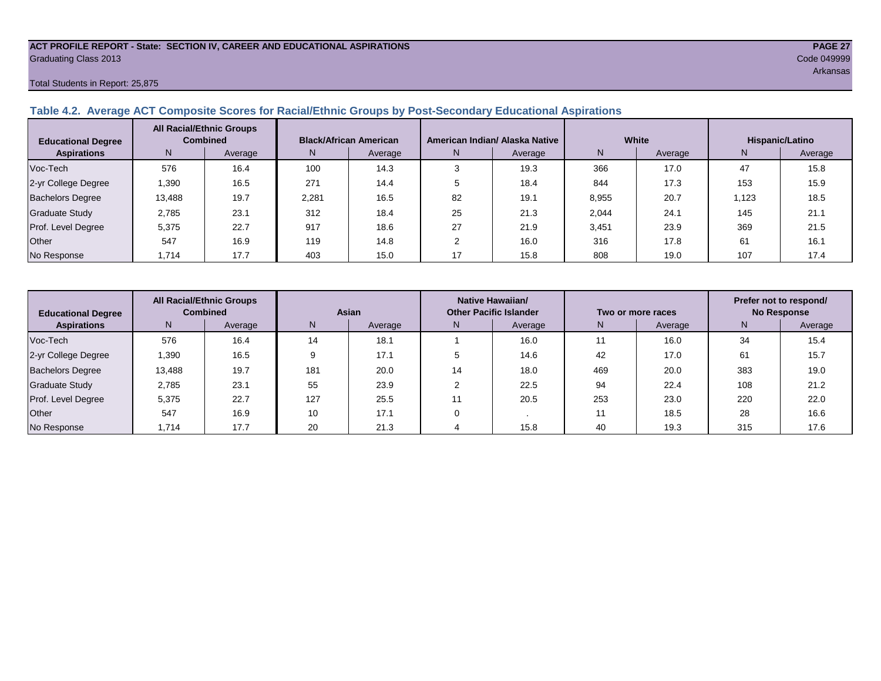**ACT PROFILE REPORT - State: SECTION IV, CAREER AND EDUCATIONAL ASPIRATIONS**

Graduating Class 2013

Code 049999

Arkansas

Total Students in Report: 25,875

### Table 4.2. Average ACT Composite Scores for Racial/Ethnic Groups by Post-Secondary Educational Aspirations

| Educational Degree Aspirations | All Racial/Ethnic Groups Combined | | Black/African American | | American Indian/ Alaska Native | | White | | Hispanic/Latino | |
|---|---|---|---|---|---|---|---|---|---|---|
| | N | Average | N | Average | N | Average | N | Average | N | Average |
| Voc-Tech | 576 | 16.4 | 100 | 14.3 | 3 | 19.3 | 366 | 17.0 | 47 | 15.8 |
| 2-yr College Degree | 1,390 | 16.5 | 271 | 14.4 | 5 | 18.4 | 844 | 17.3 | 153 | 15.9 |
| Bachelors Degree | 13,488 | 19.7 | 2,281 | 16.5 | 82 | 19.1 | 8,955 | 20.7 | 1,123 | 18.5 |
| Graduate Study | 2,785 | 23.1 | 312 | 18.4 | 25 | 21.3 | 2,044 | 24.1 | 145 | 21.1 |
| Prof. Level Degree | 5,375 | 22.7 | 917 | 18.6 | 27 | 21.9 | 3,451 | 23.9 | 369 | 21.5 |
| Other | 547 | 16.9 | 119 | 14.8 | 2 | 16.0 | 316 | 17.8 | 61 | 16.1 |
| No Response | 1,714 | 17.7 | 403 | 15.0 | 17 | 15.8 | 808 | 19.0 | 107 | 17.4 |

| Educational Degree Aspirations | All Racial/Ethnic Groups Combined | | Asian | | Native Hawaiian/ Other Pacific Islander | | Two or more races | | Prefer not to respond/ No Response | |
|---|---|---|---|---|---|---|---|---|---|---|
| | N | Average | N | Average | N | Average | N | Average | N | Average |
| Voc-Tech | 576 | 16.4 | 14 | 18.1 | 1 | 16.0 | 11 | 16.0 | 34 | 15.4 |
| 2-yr College Degree | 1,390 | 16.5 | 9 | 17.1 | 5 | 14.6 | 42 | 17.0 | 61 | 15.7 |
| Bachelors Degree | 13,488 | 19.7 | 181 | 20.0 | 14 | 18.0 | 469 | 20.0 | 383 | 19.0 |
| Graduate Study | 2,785 | 23.1 | 55 | 23.9 | 2 | 22.5 | 94 | 22.4 | 108 | 21.2 |
| Prof. Level Degree | 5,375 | 22.7 | 127 | 25.5 | 11 | 20.5 | 253 | 23.0 | 220 | 22.0 |
| Other | 547 | 16.9 | 10 | 17.1 | 0 | . | 11 | 18.5 | 28 | 16.6 |
| No Response | 1,714 | 17.7 | 20 | 21.3 | 4 | 15.8 | 40 | 19.3 | 315 | 17.6 |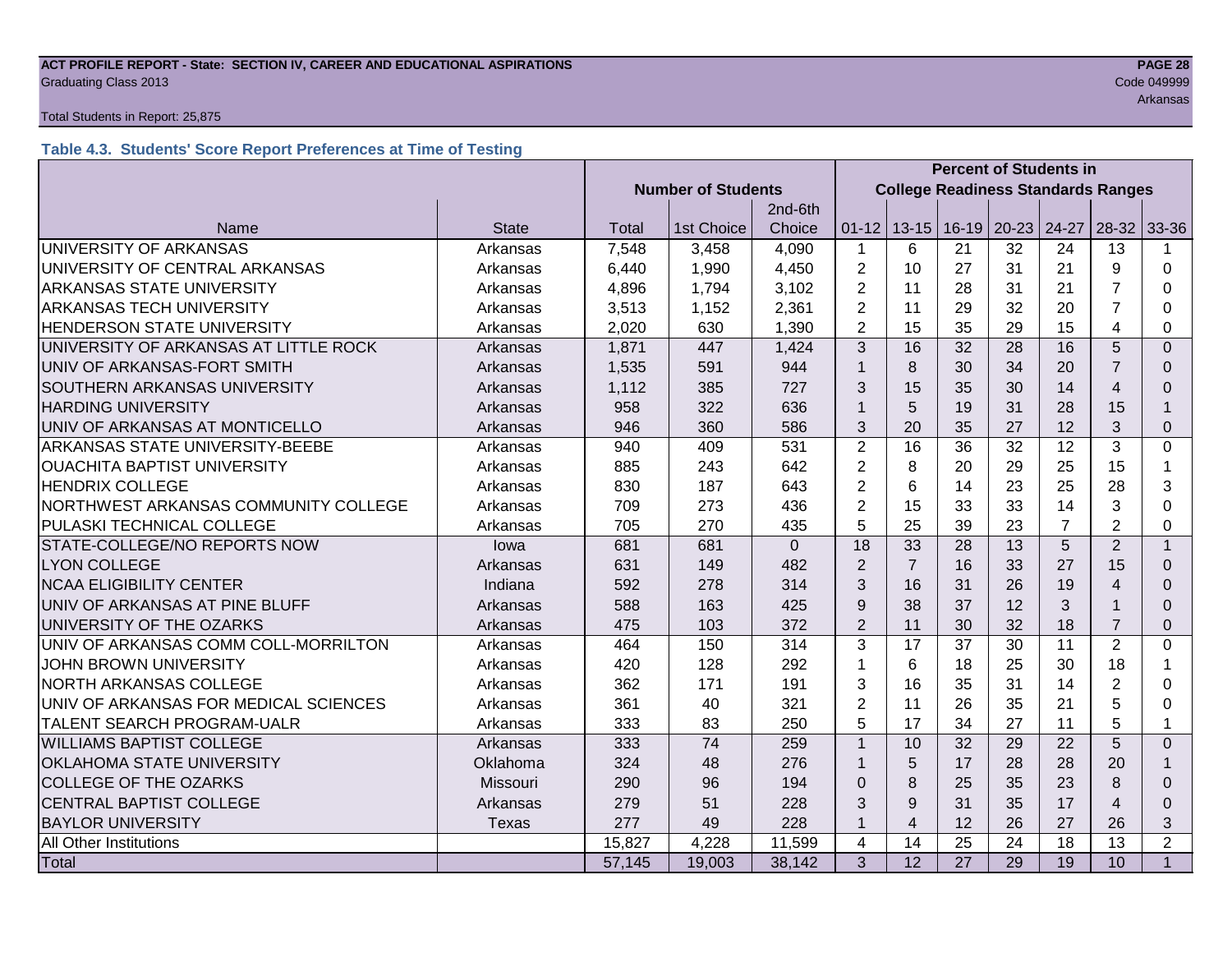**ACT PROFILE REPORT - State: SECTION IV, CAREER AND EDUCATIONAL ASPIRATIONS**
Graduating Class 2013
Code 049999
Arkansas

Total Students in Report: 25,875

### Table 4.3. Students' Score Report Preferences at Time of Testing

| | | Number of Students | | | Percent of Students in College Readiness Standards Ranges | | | | | | |
|---|---|---|---|---|---|---|---|---|---|---|---|
| Name | State | Total | 1st Choice | 2nd-6th Choice | 01-12 | 13-15 | 16-19 | 20-23 | 24-27 | 28-32 | 33-36 |
| UNIVERSITY OF ARKANSAS | Arkansas | 7,548 | 3,458 | 4,090 | 1 | 6 | 21 | 32 | 24 | 13 | 1 |
| UNIVERSITY OF CENTRAL ARKANSAS | Arkansas | 6,440 | 1,990 | 4,450 | 2 | 10 | 27 | 31 | 21 | 9 | 0 |
| ARKANSAS STATE UNIVERSITY | Arkansas | 4,896 | 1,794 | 3,102 | 2 | 11 | 28 | 31 | 21 | 7 | 0 |
| ARKANSAS TECH UNIVERSITY | Arkansas | 3,513 | 1,152 | 2,361 | 2 | 11 | 29 | 32 | 20 | 7 | 0 |
| HENDERSON STATE UNIVERSITY | Arkansas | 2,020 | 630 | 1,390 | 2 | 15 | 35 | 29 | 15 | 4 | 0 |
| UNIVERSITY OF ARKANSAS AT LITTLE ROCK | Arkansas | 1,871 | 447 | 1,424 | 3 | 16 | 32 | 28 | 16 | 5 | 0 |
| UNIV OF ARKANSAS-FORT SMITH | Arkansas | 1,535 | 591 | 944 | 1 | 8 | 30 | 34 | 20 | 7 | 0 |
| SOUTHERN ARKANSAS UNIVERSITY | Arkansas | 1,112 | 385 | 727 | 3 | 15 | 35 | 30 | 14 | 4 | 0 |
| HARDING UNIVERSITY | Arkansas | 958 | 322 | 636 | 1 | 5 | 19 | 31 | 28 | 15 | 1 |
| UNIV OF ARKANSAS AT MONTICELLO | Arkansas | 946 | 360 | 586 | 3 | 20 | 35 | 27 | 12 | 3 | 0 |
| ARKANSAS STATE UNIVERSITY-BEEBE | Arkansas | 940 | 409 | 531 | 2 | 16 | 36 | 32 | 12 | 3 | 0 |
| OUACHITA BAPTIST UNIVERSITY | Arkansas | 885 | 243 | 642 | 2 | 8 | 20 | 29 | 25 | 15 | 1 |
| HENDRIX COLLEGE | Arkansas | 830 | 187 | 643 | 2 | 6 | 14 | 23 | 25 | 28 | 3 |
| NORTHWEST ARKANSAS COMMUNITY COLLEGE | Arkansas | 709 | 273 | 436 | 2 | 15 | 33 | 33 | 14 | 3 | 0 |
| PULASKI TECHNICAL COLLEGE | Arkansas | 705 | 270 | 435 | 5 | 25 | 39 | 23 | 7 | 2 | 0 |
| STATE-COLLEGE/NO REPORTS NOW | Iowa | 681 | 681 | 0 | 18 | 33 | 28 | 13 | 5 | 2 | 1 |
| LYON COLLEGE | Arkansas | 631 | 149 | 482 | 2 | 7 | 16 | 33 | 27 | 15 | 0 |
| NCAA ELIGIBILITY CENTER | Indiana | 592 | 278 | 314 | 3 | 16 | 31 | 26 | 19 | 4 | 0 |
| UNIV OF ARKANSAS AT PINE BLUFF | Arkansas | 588 | 163 | 425 | 9 | 38 | 37 | 12 | 3 | 1 | 0 |
| UNIVERSITY OF THE OZARKS | Arkansas | 475 | 103 | 372 | 2 | 11 | 30 | 32 | 18 | 7 | 0 |
| UNIV OF ARKANSAS COMM COLL-MORRILTON | Arkansas | 464 | 150 | 314 | 3 | 17 | 37 | 30 | 11 | 2 | 0 |
| JOHN BROWN UNIVERSITY | Arkansas | 420 | 128 | 292 | 1 | 6 | 18 | 25 | 30 | 18 | 1 |
| NORTH ARKANSAS COLLEGE | Arkansas | 362 | 171 | 191 | 3 | 16 | 35 | 31 | 14 | 2 | 0 |
| UNIV OF ARKANSAS FOR MEDICAL SCIENCES | Arkansas | 361 | 40 | 321 | 2 | 11 | 26 | 35 | 21 | 5 | 0 |
| TALENT SEARCH PROGRAM-UALR | Arkansas | 333 | 83 | 250 | 5 | 17 | 34 | 27 | 11 | 5 | 1 |
| WILLIAMS BAPTIST COLLEGE | Arkansas | 333 | 74 | 259 | 1 | 10 | 32 | 29 | 22 | 5 | 0 |
| OKLAHOMA STATE UNIVERSITY | Oklahoma | 324 | 48 | 276 | 1 | 5 | 17 | 28 | 28 | 20 | 1 |
| COLLEGE OF THE OZARKS | Missouri | 290 | 96 | 194 | 0 | 8 | 25 | 35 | 23 | 8 | 0 |
| CENTRAL BAPTIST COLLEGE | Arkansas | 279 | 51 | 228 | 3 | 9 | 31 | 35 | 17 | 4 | 0 |
| BAYLOR UNIVERSITY | Texas | 277 | 49 | 228 | 1 | 4 | 12 | 26 | 27 | 26 | 3 |
| All Other Institutions | | 15,827 | 4,228 | 11,599 | 4 | 14 | 25 | 24 | 18 | 13 | 2 |
| Total | | 57,145 | 19,003 | 38,142 | 3 | 12 | 27 | 29 | 19 | 10 | 1 |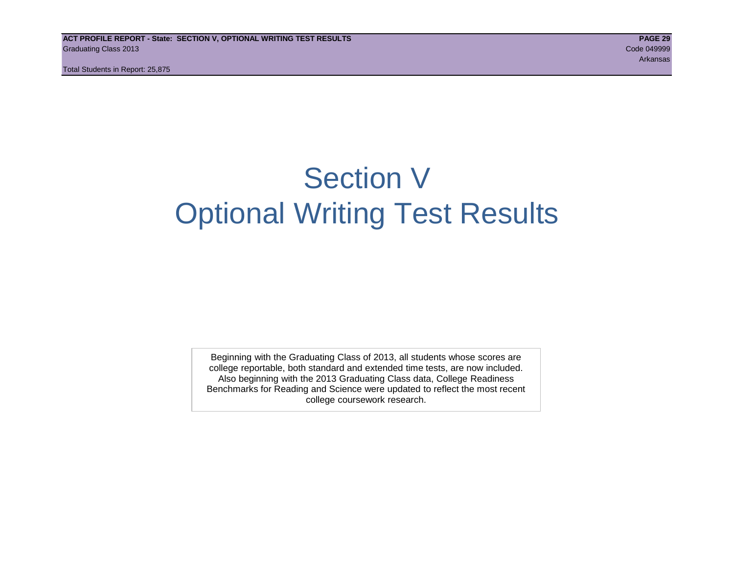# Section V
# Optional Writing Test Results

Beginning with the Graduating Class of 2013, all students whose scores are college reportable, both standard and extended time tests, are now included. Also beginning with the 2013 Graduating Class data, College Readiness Benchmarks for Reading and Science were updated to reflect the most recent college coursework research.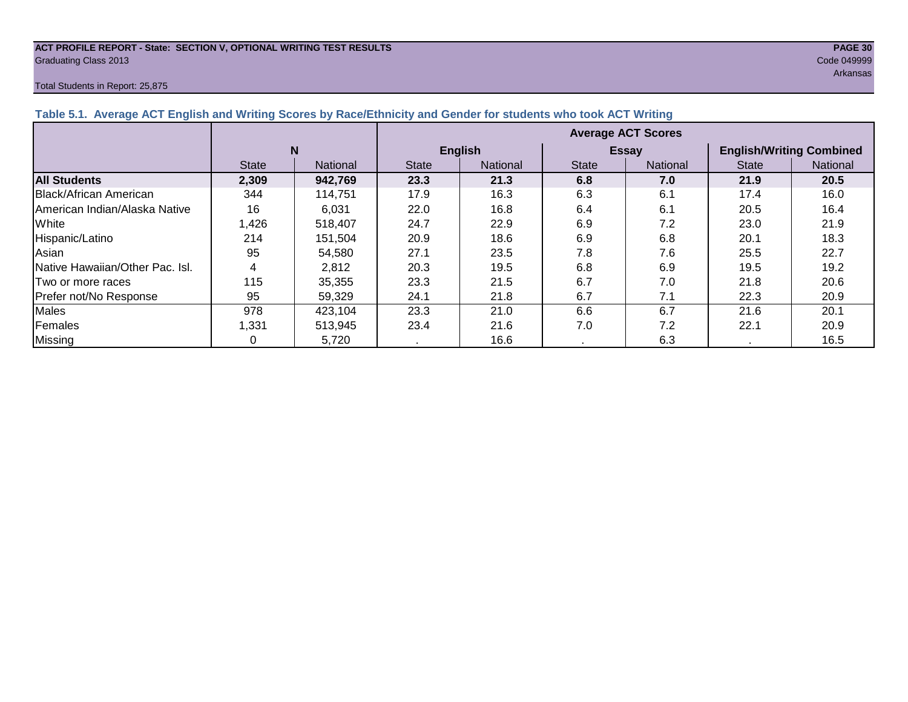**ACT PROFILE REPORT - State: SECTION V, OPTIONAL WRITING TEST RESULTS**
Graduating Class 2013

Code 049999
Arkansas

Total Students in Report: 25,875

### Table 5.1. Average ACT English and Writing Scores by Race/Ethnicity and Gender for students who took ACT Writing

| | N | | Average ACT Scores | | | | | |
|---|---|---|---|---|---|---|---|---|
| | | | English | | Essay | | English/Writing Combined | |
| | State | National | State | National | State | National | State | National |
| **All Students** | **2,309** | **942,769** | **23.3** | **21.3** | **6.8** | **7.0** | **21.9** | **20.5** |
| Black/African American | 344 | 114,751 | 17.9 | 16.3 | 6.3 | 6.1 | 17.4 | 16.0 |
| American Indian/Alaska Native | 16 | 6,031 | 22.0 | 16.8 | 6.4 | 6.1 | 20.5 | 16.4 |
| White | 1,426 | 518,407 | 24.7 | 22.9 | 6.9 | 7.2 | 23.0 | 21.9 |
| Hispanic/Latino | 214 | 151,504 | 20.9 | 18.6 | 6.9 | 6.8 | 20.1 | 18.3 |
| Asian | 95 | 54,580 | 27.1 | 23.5 | 7.8 | 7.6 | 25.5 | 22.7 |
| Native Hawaiian/Other Pac. Isl. | 4 | 2,812 | 20.3 | 19.5 | 6.8 | 6.9 | 19.5 | 19.2 |
| Two or more races | 115 | 35,355 | 23.3 | 21.5 | 6.7 | 7.0 | 21.8 | 20.6 |
| Prefer not/No Response | 95 | 59,329 | 24.1 | 21.8 | 6.7 | 7.1 | 22.3 | 20.9 |
| Males | 978 | 423,104 | 23.3 | 21.0 | 6.6 | 6.7 | 21.6 | 20.1 |
| Females | 1,331 | 513,945 | 23.4 | 21.6 | 7.0 | 7.2 | 22.1 | 20.9 |
| Missing | 0 | 5,720 | . | 16.6 | . | 6.3 | . | 16.5 |